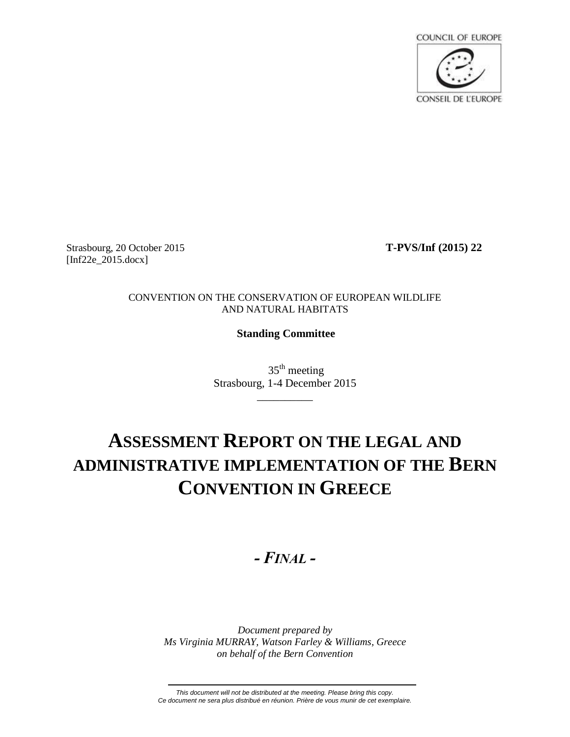COUNCIL OF EUROPE

CONSEIL DE L'EUROPE

Strasbourg, 20 October 2015 **T-PVS/Inf (2015) 22**
[Inf22e_2015.docx]

CONVENTION ON THE CONSERVATION OF EUROPEAN WILDLIFE AND NATURAL HABITATS

**Standing Committee**

35th meeting
Strasbourg, 1-4 December 2015

__________

# ASSESSMENT REPORT ON THE LEGAL AND ADMINISTRATIVE IMPLEMENTATION OF THE BERN CONVENTION IN GREECE

## *- FINAL -*

*Document prepared by*
*Ms Virginia MURRAY, Watson Farley & Williams, Greece*
*on behalf of the Bern Convention*

*This document will not be distributed at the meeting. Please bring this copy.*
*Ce document ne sera plus distribué en réunion. Prière de vous munir de cet exemplaire.*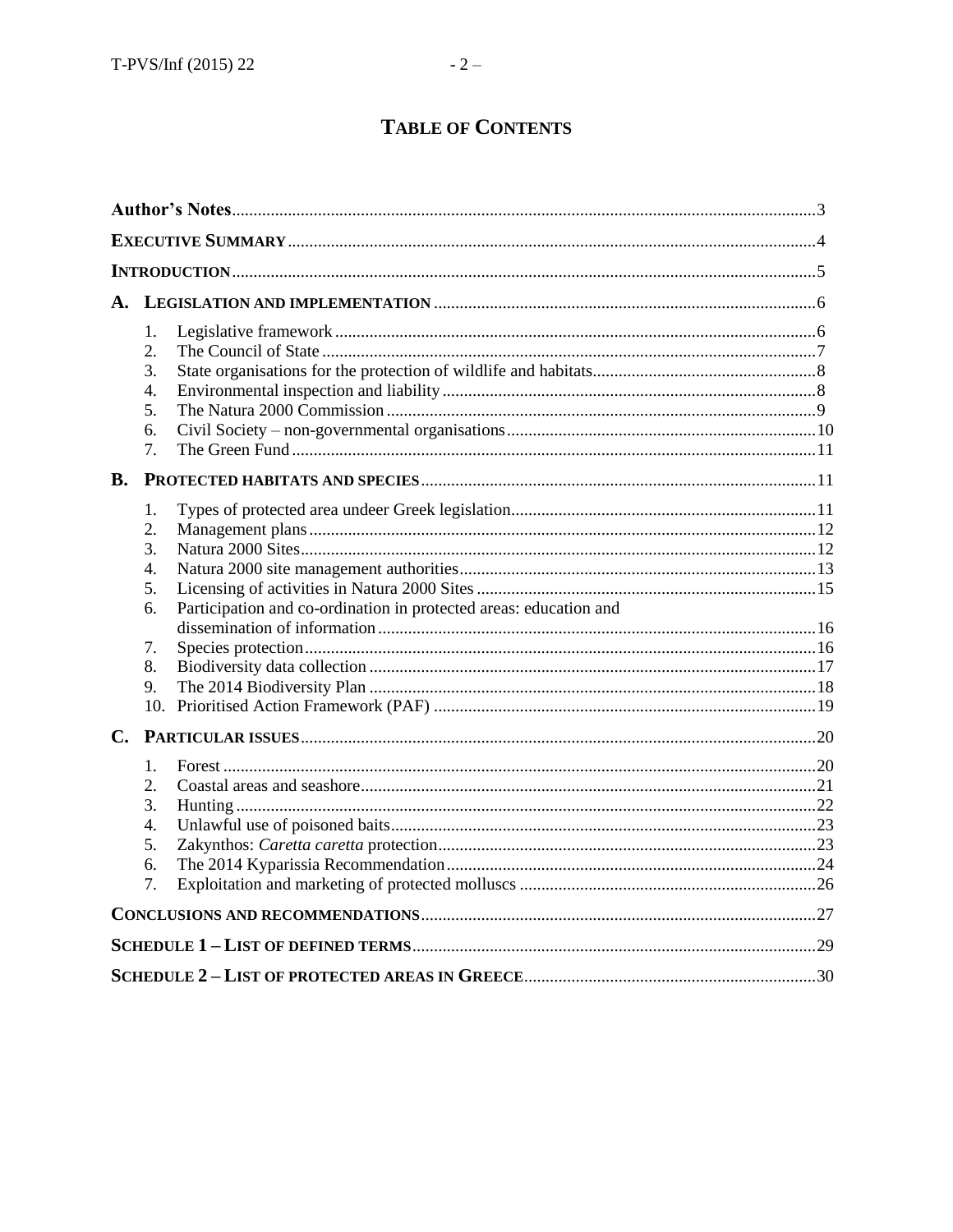# TABLE OF CONTENTS

| | | |
|---|---|---|
| **Author's Notes** | | 3 |
| **EXECUTIVE SUMMARY** | | 4 |
| **INTRODUCTION** | | 5 |
| **A.** | **LEGISLATION AND IMPLEMENTATION** | 6 |
| 1. | Legislative framework | 6 |
| 2. | The Council of State | 7 |
| 3. | State organisations for the protection of wildlife and habitats | 8 |
| 4. | Environmental inspection and liability | 8 |
| 5. | The Natura 2000 Commission | 9 |
| 6. | Civil Society – non-governmental organisations | 10 |
| 7. | The Green Fund | 11 |
| **B.** | **PROTECTED HABITATS AND SPECIES** | 11 |
| 1. | Types of protected area undeer Greek legislation | 11 |
| 2. | Management plans | 12 |
| 3. | Natura 2000 Sites | 12 |
| 4. | Natura 2000 site management authorities | 13 |
| 5. | Licensing of activities in Natura 2000 Sites | 15 |
| 6. | Participation and co-ordination in protected areas: education and dissemination of information | 16 |
| 7. | Species protection | 16 |
| 8. | Biodiversity data collection | 17 |
| 9. | The 2014 Biodiversity Plan | 18 |
| 10. | Prioritised Action Framework (PAF) | 19 |
| **C.** | **PARTICULAR ISSUES** | 20 |
| 1. | Forest | 20 |
| 2. | Coastal areas and seashore | 21 |
| 3. | Hunting | 22 |
| 4. | Unlawful use of poisoned baits | 23 |
| 5. | Zakynthos: *Caretta caretta* protection | 23 |
| 6. | The 2014 Kyparissia Recommendation | 24 |
| 7. | Exploitation and marketing of protected molluscs | 26 |
| **CONCLUSIONS AND RECOMMENDATIONS** | | 27 |
| **SCHEDULE 1 – LIST OF DEFINED TERMS** | | 29 |
| **SCHEDULE 2 – LIST OF PROTECTED AREAS IN GREECE** | | 30 |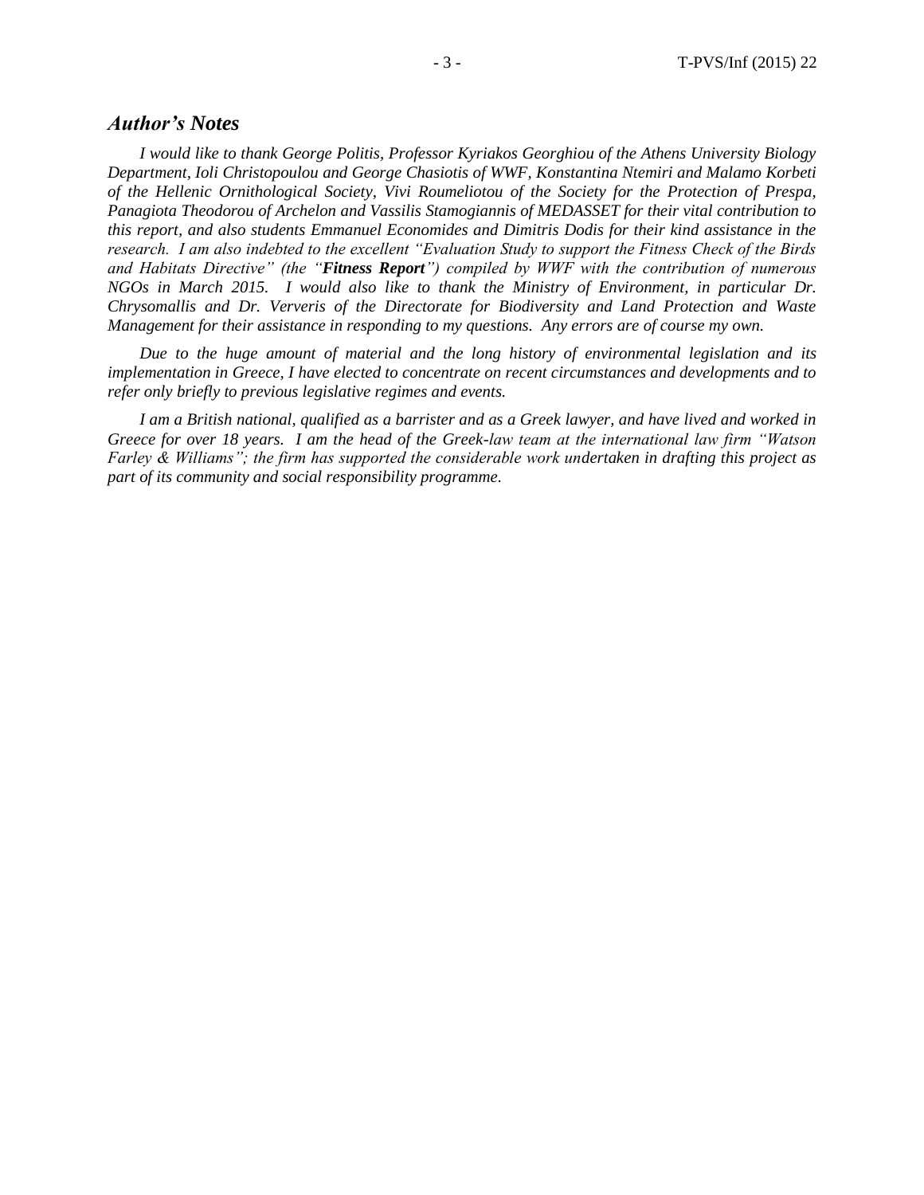## *Author's Notes*

*I would like to thank George Politis, Professor Kyriakos Georghiou of the Athens University Biology Department, Ioli Christopoulou and George Chasiotis of WWF, Konstantina Ntemiri and Malamo Korbeti of the Hellenic Ornithological Society, Vivi Roumeliotou of the Society for the Protection of Prespa, Panagiota Theodorou of Archelon and Vassilis Stamogiannis of MEDASSET for their vital contribution to this report, and also students Emmanuel Economides and Dimitris Dodis for their kind assistance in the research. I am also indebted to the excellent "Evaluation Study to support the Fitness Check of the Birds and Habitats Directive" (the "**Fitness Report**") compiled by WWF with the contribution of numerous NGOs in March 2015. I would also like to thank the Ministry of Environment, in particular Dr. Chrysomallis and Dr. Ververis of the Directorate for Biodiversity and Land Protection and Waste Management for their assistance in responding to my questions. Any errors are of course my own.*

*Due to the huge amount of material and the long history of environmental legislation and its implementation in Greece, I have elected to concentrate on recent circumstances and developments and to refer only briefly to previous legislative regimes and events.*

*I am a British national, qualified as a barrister and as a Greek lawyer, and have lived and worked in Greece for over 18 years. I am the head of the Greek-law team at the international law firm "Watson Farley & Williams"; the firm has supported the considerable work undertaken in drafting this project as part of its community and social responsibility programme.*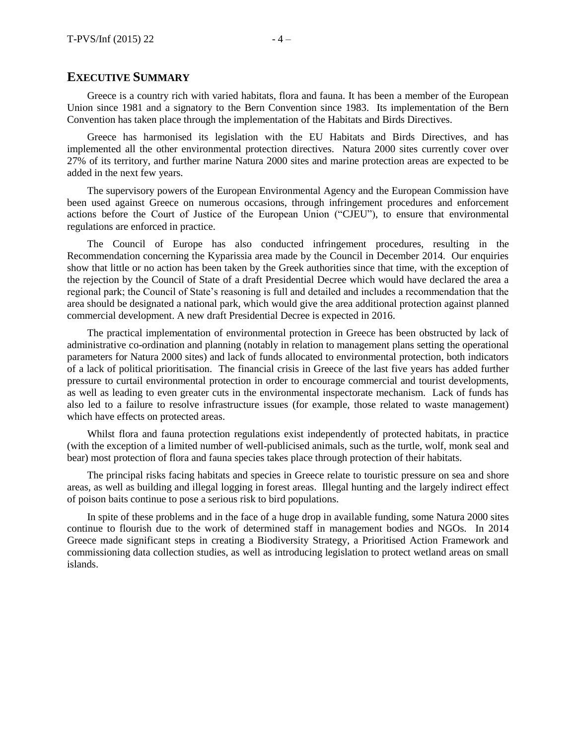## EXECUTIVE SUMMARY

Greece is a country rich with varied habitats, flora and fauna. It has been a member of the European Union since 1981 and a signatory to the Bern Convention since 1983. Its implementation of the Bern Convention has taken place through the implementation of the Habitats and Birds Directives.

Greece has harmonised its legislation with the EU Habitats and Birds Directives, and has implemented all the other environmental protection directives. Natura 2000 sites currently cover over 27% of its territory, and further marine Natura 2000 sites and marine protection areas are expected to be added in the next few years.

The supervisory powers of the European Environmental Agency and the European Commission have been used against Greece on numerous occasions, through infringement procedures and enforcement actions before the Court of Justice of the European Union ("CJEU"), to ensure that environmental regulations are enforced in practice.

The Council of Europe has also conducted infringement procedures, resulting in the Recommendation concerning the Kyparissia area made by the Council in December 2014. Our enquiries show that little or no action has been taken by the Greek authorities since that time, with the exception of the rejection by the Council of State of a draft Presidential Decree which would have declared the area a regional park; the Council of State's reasoning is full and detailed and includes a recommendation that the area should be designated a national park, which would give the area additional protection against planned commercial development. A new draft Presidential Decree is expected in 2016.

The practical implementation of environmental protection in Greece has been obstructed by lack of administrative co-ordination and planning (notably in relation to management plans setting the operational parameters for Natura 2000 sites) and lack of funds allocated to environmental protection, both indicators of a lack of political prioritisation. The financial crisis in Greece of the last five years has added further pressure to curtail environmental protection in order to encourage commercial and tourist developments, as well as leading to even greater cuts in the environmental inspectorate mechanism. Lack of funds has also led to a failure to resolve infrastructure issues (for example, those related to waste management) which have effects on protected areas.

Whilst flora and fauna protection regulations exist independently of protected habitats, in practice (with the exception of a limited number of well-publicised animals, such as the turtle, wolf, monk seal and bear) most protection of flora and fauna species takes place through protection of their habitats.

The principal risks facing habitats and species in Greece relate to touristic pressure on sea and shore areas, as well as building and illegal logging in forest areas. Illegal hunting and the largely indirect effect of poison baits continue to pose a serious risk to bird populations.

In spite of these problems and in the face of a huge drop in available funding, some Natura 2000 sites continue to flourish due to the work of determined staff in management bodies and NGOs. In 2014 Greece made significant steps in creating a Biodiversity Strategy, a Prioritised Action Framework and commissioning data collection studies, as well as introducing legislation to protect wetland areas on small islands.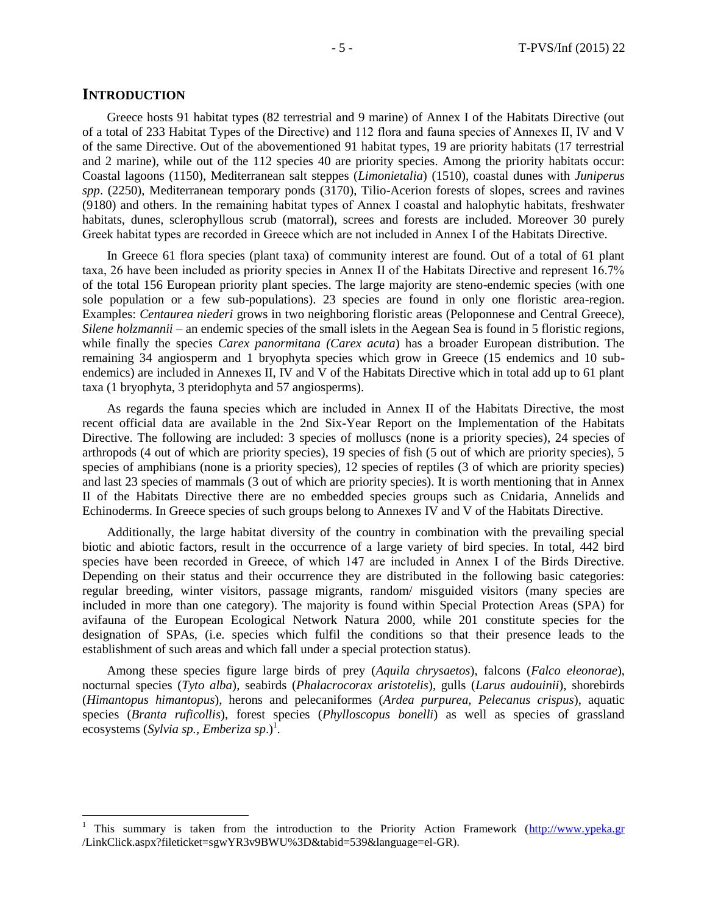# INTRODUCTION

Greece hosts 91 habitat types (82 terrestrial and 9 marine) of Annex I of the Habitats Directive (out of a total of 233 Habitat Types of the Directive) and 112 flora and fauna species of Annexes II, IV and V of the same Directive. Out of the abovementioned 91 habitat types, 19 are priority habitats (17 terrestrial and 2 marine), while out of the 112 species 40 are priority species. Among the priority habitats occur: Coastal lagoons (1150), Mediterranean salt steppes (*Limonietalia*) (1510), coastal dunes with *Juniperus spp*. (2250), Mediterranean temporary ponds (3170), Tilio-Acerion forests of slopes, screes and ravines (9180) and others. In the remaining habitat types of Annex I coastal and halophytic habitats, freshwater habitats, dunes, sclerophyllous scrub (matorral), screes and forests are included. Moreover 30 purely Greek habitat types are recorded in Greece which are not included in Annex I of the Habitats Directive.

In Greece 61 flora species (plant taxa) of community interest are found. Out of a total of 61 plant taxa, 26 have been included as priority species in Annex II of the Habitats Directive and represent 16.7% of the total 156 European priority plant species. The large majority are steno-endemic species (with one sole population or a few sub-populations). 23 species are found in only one floristic area-region. Examples: *Centaurea niederi* grows in two neighboring floristic areas (Peloponnese and Central Greece), *Silene holzmannii* – an endemic species of the small islets in the Aegean Sea is found in 5 floristic regions, while finally the species *Carex panormitana (Carex acuta*) has a broader European distribution. The remaining 34 angiosperm and 1 bryophyta species which grow in Greece (15 endemics and 10 sub-endemics) are included in Annexes II, IV and V of the Habitats Directive which in total add up to 61 plant taxa (1 bryophyta, 3 pteridophyta and 57 angiosperms).

As regards the fauna species which are included in Annex II of the Habitats Directive, the most recent official data are available in the 2nd Six-Year Report on the Implementation of the Habitats Directive. The following are included: 3 species of molluscs (none is a priority species), 24 species of arthropods (4 out of which are priority species), 19 species of fish (5 out of which are priority species), 5 species of amphibians (none is a priority species), 12 species of reptiles (3 of which are priority species) and last 23 species of mammals (3 out of which are priority species). It is worth mentioning that in Annex II of the Habitats Directive there are no embedded species groups such as Cnidaria, Annelids and Echinoderms. In Greece species of such groups belong to Annexes IV and V of the Habitats Directive.

Additionally, the large habitat diversity of the country in combination with the prevailing special biotic and abiotic factors, result in the occurrence of a large variety of bird species. In total, 442 bird species have been recorded in Greece, of which 147 are included in Annex I of the Birds Directive. Depending on their status and their occurrence they are distributed in the following basic categories: regular breeding, winter visitors, passage migrants, random/ misguided visitors (many species are included in more than one category). The majority is found within Special Protection Areas (SPA) for avifauna of the European Ecological Network Natura 2000, while 201 constitute species for the designation of SPAs, (i.e. species which fulfil the conditions so that their presence leads to the establishment of such areas and which fall under a special protection status).

Among these species figure large birds of prey (*Aquila chrysaetos*), falcons (*Falco eleonorae*), nocturnal species (*Tyto alba*), seabirds (*Phalacrocorax aristotelis*), gulls (*Larus audouinii*), shorebirds (*Himantopus himantopus*), herons and pelecaniformes (*Ardea purpurea, Pelecanus crispus*), aquatic species (*Branta ruficollis*), forest species (*Phylloscopus bonelli*) as well as species of grassland ecosystems (*Sylvia sp., Emberiza sp*.)[1].

[1] This summary is taken from the introduction to the Priority Action Framework (http://www.ypeka.gr /LinkClick.aspx?fileticket=sgwYR3v9BWU%3D&tabid=539&language=el-GR).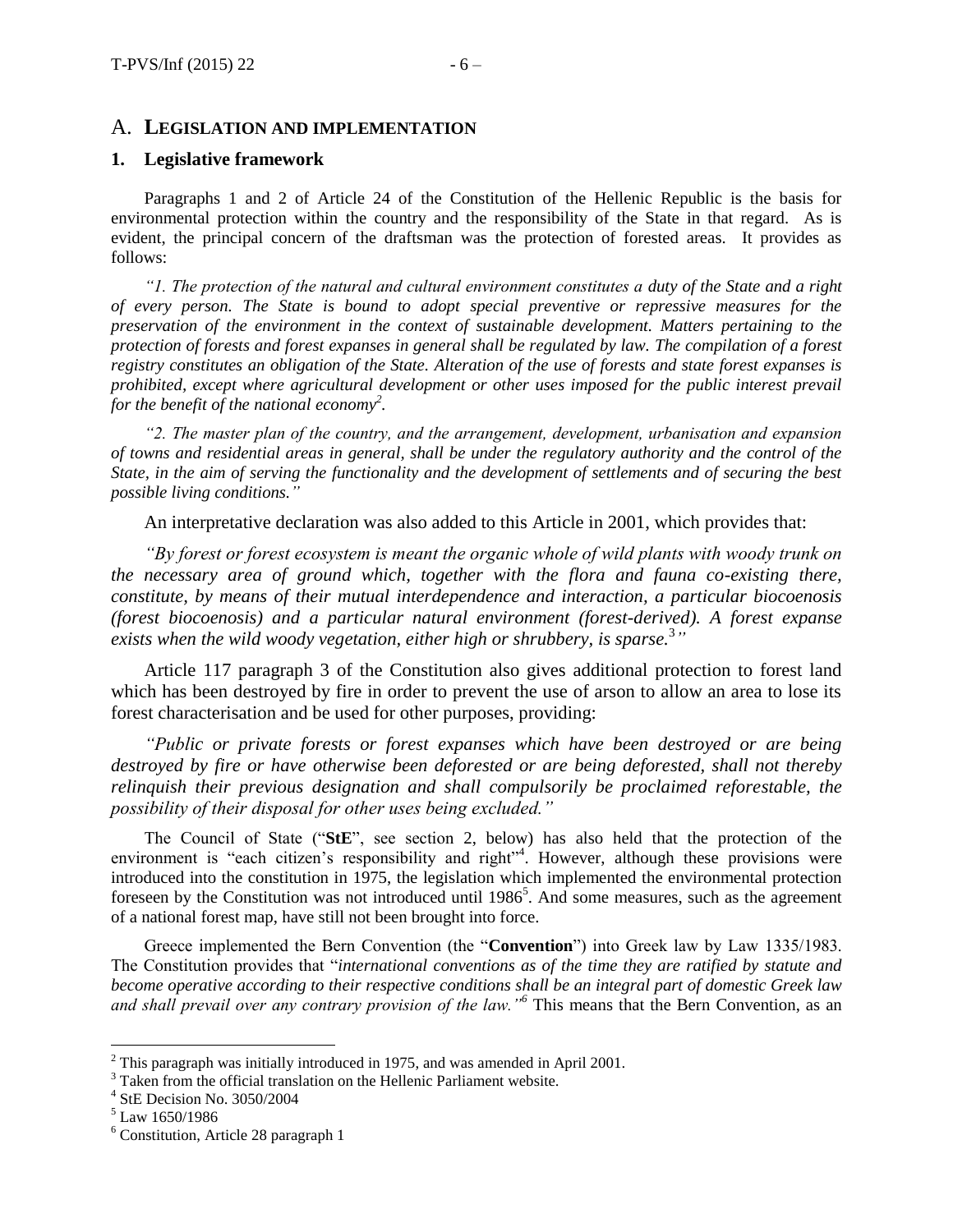## A. LEGISLATION AND IMPLEMENTATION

### 1. Legislative framework

Paragraphs 1 and 2 of Article 24 of the Constitution of the Hellenic Republic is the basis for environmental protection within the country and the responsibility of the State in that regard. As is evident, the principal concern of the draftsman was the protection of forested areas. It provides as follows:

*"1. The protection of the natural and cultural environment constitutes a duty of the State and a right of every person. The State is bound to adopt special preventive or repressive measures for the preservation of the environment in the context of sustainable development. Matters pertaining to the protection of forests and forest expanses in general shall be regulated by law. The compilation of a forest registry constitutes an obligation of the State. Alteration of the use of forests and state forest expanses is prohibited, except where agricultural development or other uses imposed for the public interest prevail for the benefit of the national economy*[2]*.*

*"2. The master plan of the country, and the arrangement, development, urbanisation and expansion of towns and residential areas in general, shall be under the regulatory authority and the control of the State, in the aim of serving the functionality and the development of settlements and of securing the best possible living conditions."*

An interpretative declaration was also added to this Article in 2001, which provides that:

*"By forest or forest ecosystem is meant the organic whole of wild plants with woody trunk on the necessary area of ground which, together with the flora and fauna co-existing there, constitute, by means of their mutual interdependence and interaction, a particular biocoenosis (forest biocoenosis) and a particular natural environment (forest-derived). A forest expanse exists when the wild woody vegetation, either high or shrubbery, is sparse.*[3]*"*

Article 117 paragraph 3 of the Constitution also gives additional protection to forest land which has been destroyed by fire in order to prevent the use of arson to allow an area to lose its forest characterisation and be used for other purposes, providing:

*"Public or private forests or forest expanses which have been destroyed or are being destroyed by fire or have otherwise been deforested or are being deforested, shall not thereby relinquish their previous designation and shall compulsorily be proclaimed reforestable, the possibility of their disposal for other uses being excluded."*

The Council of State ("**StE**", see section 2, below) has also held that the protection of the environment is "each citizen's responsibility and right"[4]. However, although these provisions were introduced into the constitution in 1975, the legislation which implemented the environmental protection foreseen by the Constitution was not introduced until 1986[5]. And some measures, such as the agreement of a national forest map, have still not been brought into force.

Greece implemented the Bern Convention (the "**Convention**") into Greek law by Law 1335/1983. The Constitution provides that "*international conventions as of the time they are ratified by statute and become operative according to their respective conditions shall be an integral part of domestic Greek law and shall prevail over any contrary provision of the law."*[6] This means that the Bern Convention, as an

---

[2] This paragraph was initially introduced in 1975, and was amended in April 2001.

[3] Taken from the official translation on the Hellenic Parliament website.

[4] StE Decision No. 3050/2004

[5] Law 1650/1986

[6] Constitution, Article 28 paragraph 1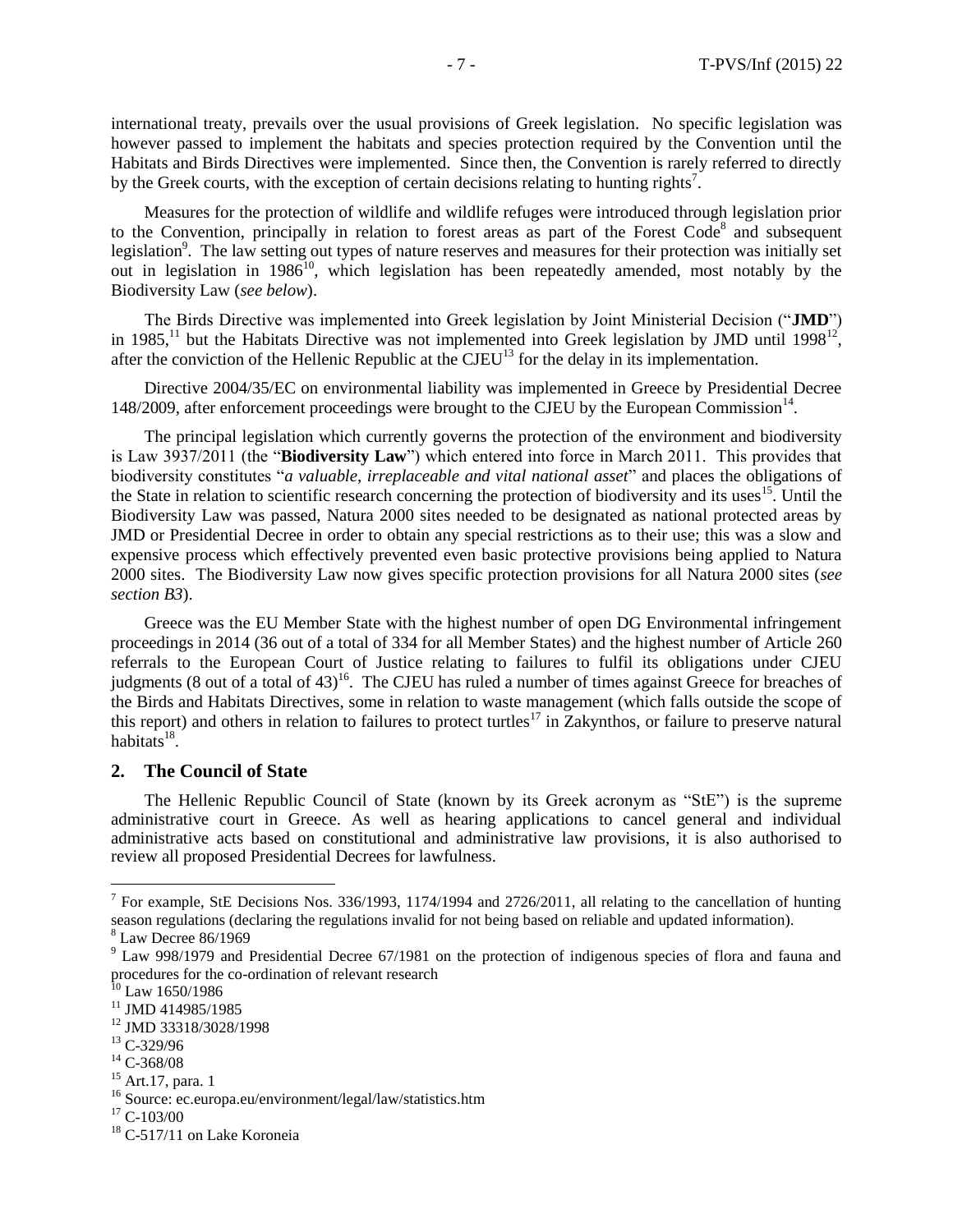international treaty, prevails over the usual provisions of Greek legislation. No specific legislation was however passed to implement the habitats and species protection required by the Convention until the Habitats and Birds Directives were implemented. Since then, the Convention is rarely referred to directly by the Greek courts, with the exception of certain decisions relating to hunting rights[7].

Measures for the protection of wildlife and wildlife refuges were introduced through legislation prior to the Convention, principally in relation to forest areas as part of the Forest Code[8] and subsequent legislation[9]. The law setting out types of nature reserves and measures for their protection was initially set out in legislation in 1986[10], which legislation has been repeatedly amended, most notably by the Biodiversity Law (*see below*).

The Birds Directive was implemented into Greek legislation by Joint Ministerial Decision ("**JMD**") in 1985,[11] but the Habitats Directive was not implemented into Greek legislation by JMD until 1998[12], after the conviction of the Hellenic Republic at the CJEU[13] for the delay in its implementation.

Directive 2004/35/EC on environmental liability was implemented in Greece by Presidential Decree 148/2009, after enforcement proceedings were brought to the CJEU by the European Commission[14].

The principal legislation which currently governs the protection of the environment and biodiversity is Law 3937/2011 (the "**Biodiversity Law**") which entered into force in March 2011. This provides that biodiversity constitutes "*a valuable, irreplaceable and vital national asset*" and places the obligations of the State in relation to scientific research concerning the protection of biodiversity and its uses[15]. Until the Biodiversity Law was passed, Natura 2000 sites needed to be designated as national protected areas by JMD or Presidential Decree in order to obtain any special restrictions as to their use; this was a slow and expensive process which effectively prevented even basic protective provisions being applied to Natura 2000 sites. The Biodiversity Law now gives specific protection provisions for all Natura 2000 sites (*see section B3*).

Greece was the EU Member State with the highest number of open DG Environmental infringement proceedings in 2014 (36 out of a total of 334 for all Member States) and the highest number of Article 260 referrals to the European Court of Justice relating to failures to fulfil its obligations under CJEU judgments (8 out of a total of 43)[16]. The CJEU has ruled a number of times against Greece for breaches of the Birds and Habitats Directives, some in relation to waste management (which falls outside the scope of this report) and others in relation to failures to protect turtles[17] in Zakynthos, or failure to preserve natural habitats[18].

## 2. The Council of State

The Hellenic Republic Council of State (known by its Greek acronym as "StE") is the supreme administrative court in Greece. As well as hearing applications to cancel general and individual administrative acts based on constitutional and administrative law provisions, it is also authorised to review all proposed Presidential Decrees for lawfulness.

---

[7] For example, StE Decisions Nos. 336/1993, 1174/1994 and 2726/2011, all relating to the cancellation of hunting season regulations (declaring the regulations invalid for not being based on reliable and updated information).

[8] Law Decree 86/1969

[9] Law 998/1979 and Presidential Decree 67/1981 on the protection of indigenous species of flora and fauna and procedures for the co-ordination of relevant research

[10] Law 1650/1986

[11] JMD 414985/1985

[12] JMD 33318/3028/1998

[13] C-329/96

[14] C-368/08

[15] Art.17, para. 1

[16] Source: ec.europa.eu/environment/legal/law/statistics.htm

[17] C-103/00

[18] C-517/11 on Lake Koroneia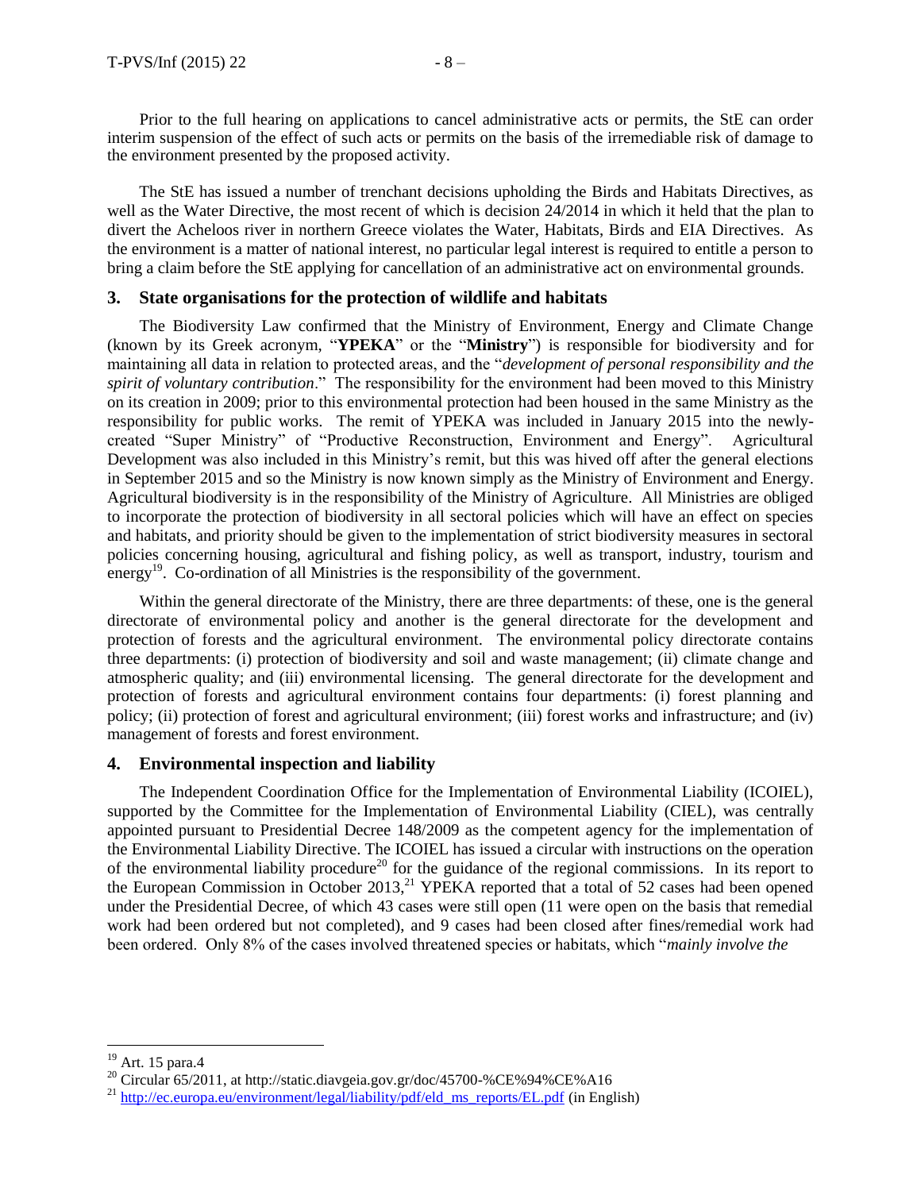Prior to the full hearing on applications to cancel administrative acts or permits, the StE can order interim suspension of the effect of such acts or permits on the basis of the irremediable risk of damage to the environment presented by the proposed activity.

The StE has issued a number of trenchant decisions upholding the Birds and Habitats Directives, as well as the Water Directive, the most recent of which is decision 24/2014 in which it held that the plan to divert the Acheloos river in northern Greece violates the Water, Habitats, Birds and EIA Directives. As the environment is a matter of national interest, no particular legal interest is required to entitle a person to bring a claim before the StE applying for cancellation of an administrative act on environmental grounds.

## 3. State organisations for the protection of wildlife and habitats

The Biodiversity Law confirmed that the Ministry of Environment, Energy and Climate Change (known by its Greek acronym, "**YPEKA**" or the "**Ministry**") is responsible for biodiversity and for maintaining all data in relation to protected areas, and the "*development of personal responsibility and the spirit of voluntary contribution*." The responsibility for the environment had been moved to this Ministry on its creation in 2009; prior to this environmental protection had been housed in the same Ministry as the responsibility for public works. The remit of YPEKA was included in January 2015 into the newly-created "Super Ministry" of "Productive Reconstruction, Environment and Energy". Agricultural Development was also included in this Ministry's remit, but this was hived off after the general elections in September 2015 and so the Ministry is now known simply as the Ministry of Environment and Energy. Agricultural biodiversity is in the responsibility of the Ministry of Agriculture. All Ministries are obliged to incorporate the protection of biodiversity in all sectoral policies which will have an effect on species and habitats, and priority should be given to the implementation of strict biodiversity measures in sectoral policies concerning housing, agricultural and fishing policy, as well as transport, industry, tourism and energy[19]. Co-ordination of all Ministries is the responsibility of the government.

Within the general directorate of the Ministry, there are three departments: of these, one is the general directorate of environmental policy and another is the general directorate for the development and protection of forests and the agricultural environment. The environmental policy directorate contains three departments: (i) protection of biodiversity and soil and waste management; (ii) climate change and atmospheric quality; and (iii) environmental licensing. The general directorate for the development and protection of forests and agricultural environment contains four departments: (i) forest planning and policy; (ii) protection of forest and agricultural environment; (iii) forest works and infrastructure; and (iv) management of forests and forest environment.

## 4. Environmental inspection and liability

The Independent Coordination Office for the Implementation of Environmental Liability (ICOIEL), supported by the Committee for the Implementation of Environmental Liability (CIEL), was centrally appointed pursuant to Presidential Decree 148/2009 as the competent agency for the implementation of the Environmental Liability Directive. The ICOIEL has issued a circular with instructions on the operation of the environmental liability procedure[20] for the guidance of the regional commissions. In its report to the European Commission in October 2013,[21] YPEKA reported that a total of 52 cases had been opened under the Presidential Decree, of which 43 cases were still open (11 were open on the basis that remedial work had been ordered but not completed), and 9 cases had been closed after fines/remedial work had been ordered. Only 8% of the cases involved threatened species or habitats, which "*mainly involve the*

---

[19] Art. 15 para.4

[20] Circular 65/2011, at http://static.diavgeia.gov.gr/doc/45700-%CE%94%CE%A16

[21] http://ec.europa.eu/environment/legal/liability/pdf/eld_ms_reports/EL.pdf (in English)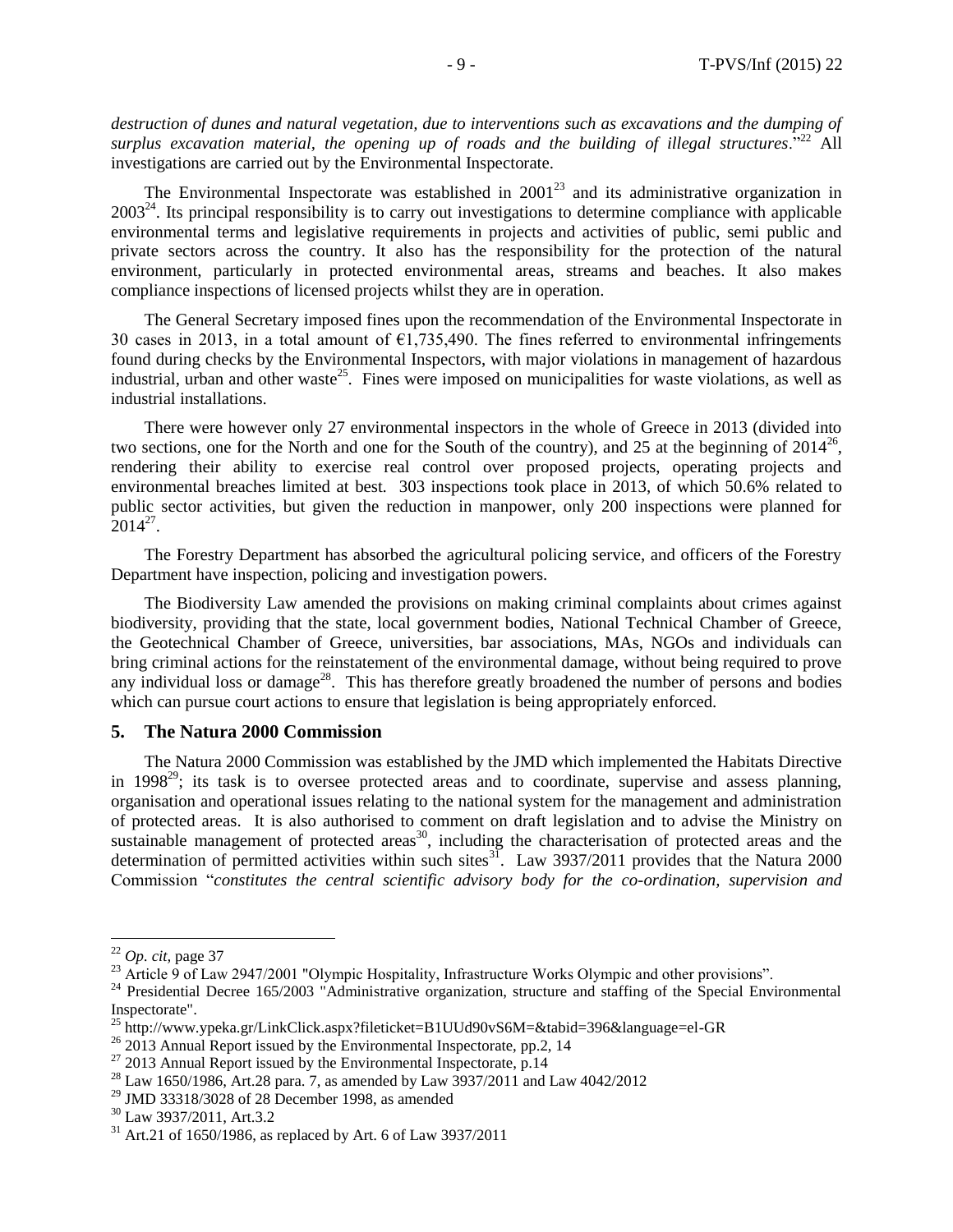*destruction of dunes and natural vegetation, due to interventions such as excavations and the dumping of surplus excavation material, the opening up of roads and the building of illegal structures*."[22] All investigations are carried out by the Environmental Inspectorate.

The Environmental Inspectorate was established in 2001[23] and its administrative organization in 2003[24]. Its principal responsibility is to carry out investigations to determine compliance with applicable environmental terms and legislative requirements in projects and activities of public, semi public and private sectors across the country. It also has the responsibility for the protection of the natural environment, particularly in protected environmental areas, streams and beaches. It also makes compliance inspections of licensed projects whilst they are in operation.

The General Secretary imposed fines upon the recommendation of the Environmental Inspectorate in 30 cases in 2013, in a total amount of €1,735,490. The fines referred to environmental infringements found during checks by the Environmental Inspectors, with major violations in management of hazardous industrial, urban and other waste[25]. Fines were imposed on municipalities for waste violations, as well as industrial installations.

There were however only 27 environmental inspectors in the whole of Greece in 2013 (divided into two sections, one for the North and one for the South of the country), and 25 at the beginning of 2014[26], rendering their ability to exercise real control over proposed projects, operating projects and environmental breaches limited at best. 303 inspections took place in 2013, of which 50.6% related to public sector activities, but given the reduction in manpower, only 200 inspections were planned for 2014[27].

The Forestry Department has absorbed the agricultural policing service, and officers of the Forestry Department have inspection, policing and investigation powers.

The Biodiversity Law amended the provisions on making criminal complaints about crimes against biodiversity, providing that the state, local government bodies, National Technical Chamber of Greece, the Geotechnical Chamber of Greece, universities, bar associations, MAs, NGOs and individuals can bring criminal actions for the reinstatement of the environmental damage, without being required to prove any individual loss or damage[28]. This has therefore greatly broadened the number of persons and bodies which can pursue court actions to ensure that legislation is being appropriately enforced.

## 5. The Natura 2000 Commission

The Natura 2000 Commission was established by the JMD which implemented the Habitats Directive in 1998[29]; its task is to oversee protected areas and to coordinate, supervise and assess planning, organisation and operational issues relating to the national system for the management and administration of protected areas. It is also authorised to comment on draft legislation and to advise the Ministry on sustainable management of protected areas[30], including the characterisation of protected areas and the determination of permitted activities within such sites[31]. Law 3937/2011 provides that the Natura 2000 Commission "*constitutes the central scientific advisory body for the co-ordination, supervision and*

---

[22] *Op. cit,* page 37

[23] Article 9 of Law 2947/2001 "Olympic Hospitality, Infrastructure Works Olympic and other provisions".

[24] Presidential Decree 165/2003 "Administrative organization, structure and staffing of the Special Environmental Inspectorate".

[25] http://www.ypeka.gr/LinkClick.aspx?fileticket=B1UUd90vS6M=&tabid=396&language=el-GR

[26] 2013 Annual Report issued by the Environmental Inspectorate, pp.2, 14

[27] 2013 Annual Report issued by the Environmental Inspectorate, p.14

[28] Law 1650/1986, Art.28 para. 7, as amended by Law 3937/2011 and Law 4042/2012

[29] JMD 33318/3028 of 28 December 1998, as amended

[30] Law 3937/2011, Art.3.2

[31] Art.21 of 1650/1986, as replaced by Art. 6 of Law 3937/2011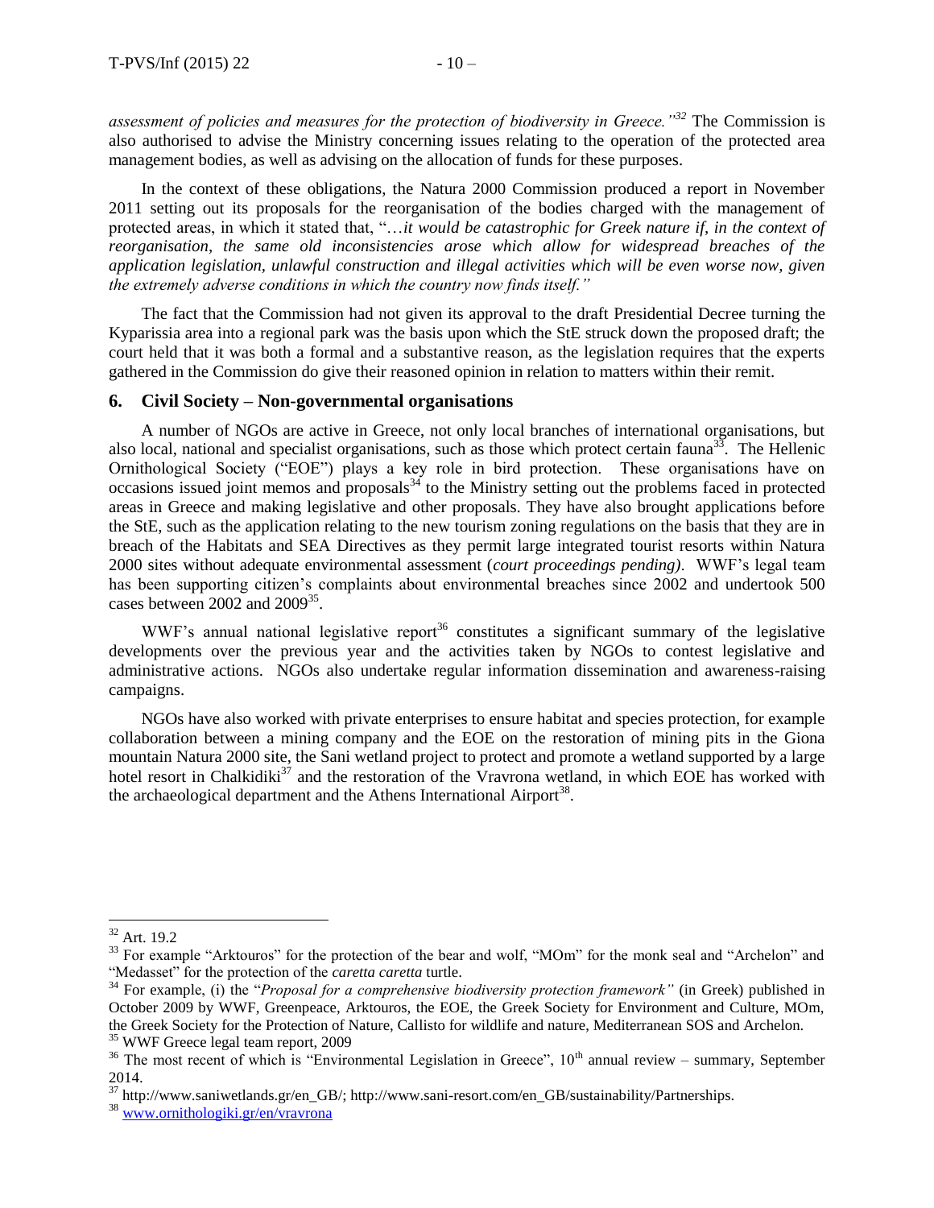*assessment of policies and measures for the protection of biodiversity in Greece."*[32] The Commission is also authorised to advise the Ministry concerning issues relating to the operation of the protected area management bodies, as well as advising on the allocation of funds for these purposes.

In the context of these obligations, the Natura 2000 Commission produced a report in November 2011 setting out its proposals for the reorganisation of the bodies charged with the management of protected areas, in which it stated that, "…*it would be catastrophic for Greek nature if, in the context of reorganisation, the same old inconsistencies arose which allow for widespread breaches of the application legislation, unlawful construction and illegal activities which will be even worse now, given the extremely adverse conditions in which the country now finds itself."*

The fact that the Commission had not given its approval to the draft Presidential Decree turning the Kyparissia area into a regional park was the basis upon which the StE struck down the proposed draft; the court held that it was both a formal and a substantive reason, as the legislation requires that the experts gathered in the Commission do give their reasoned opinion in relation to matters within their remit.

## 6. Civil Society – Non-governmental organisations

A number of NGOs are active in Greece, not only local branches of international organisations, but also local, national and specialist organisations, such as those which protect certain fauna[33]. The Hellenic Ornithological Society ("EOE") plays a key role in bird protection. These organisations have on occasions issued joint memos and proposals[34] to the Ministry setting out the problems faced in protected areas in Greece and making legislative and other proposals. They have also brought applications before the StE, such as the application relating to the new tourism zoning regulations on the basis that they are in breach of the Habitats and SEA Directives as they permit large integrated tourist resorts within Natura 2000 sites without adequate environmental assessment (*court proceedings pending)*. WWF's legal team has been supporting citizen's complaints about environmental breaches since 2002 and undertook 500 cases between 2002 and 2009[35].

WWF's annual national legislative report[36] constitutes a significant summary of the legislative developments over the previous year and the activities taken by NGOs to contest legislative and administrative actions. NGOs also undertake regular information dissemination and awareness-raising campaigns.

NGOs have also worked with private enterprises to ensure habitat and species protection, for example collaboration between a mining company and the EOE on the restoration of mining pits in the Giona mountain Natura 2000 site, the Sani wetland project to protect and promote a wetland supported by a large hotel resort in Chalkidiki[37] and the restoration of the Vravrona wetland, in which EOE has worked with the archaeological department and the Athens International Airport[38].

---

[32] Art. 19.2

[33] For example "Arktouros" for the protection of the bear and wolf, "MOm" for the monk seal and "Archelon" and "Medasset" for the protection of the *caretta caretta* turtle.

[34] For example, (i) the "*Proposal for a comprehensive biodiversity protection framework"* (in Greek) published in October 2009 by WWF, Greenpeace, Arktouros, the EOE, the Greek Society for Environment and Culture, MOm, the Greek Society for the Protection of Nature, Callisto for wildlife and nature, Mediterranean SOS and Archelon.

[35] WWF Greece legal team report, 2009

[36] The most recent of which is "Environmental Legislation in Greece", 10th annual review – summary, September 2014.

[37] http://www.saniwetlands.gr/en_GB/; http://www.sani-resort.com/en_GB/sustainability/Partnerships.

[38] www.ornithologiki.gr/en/vravrona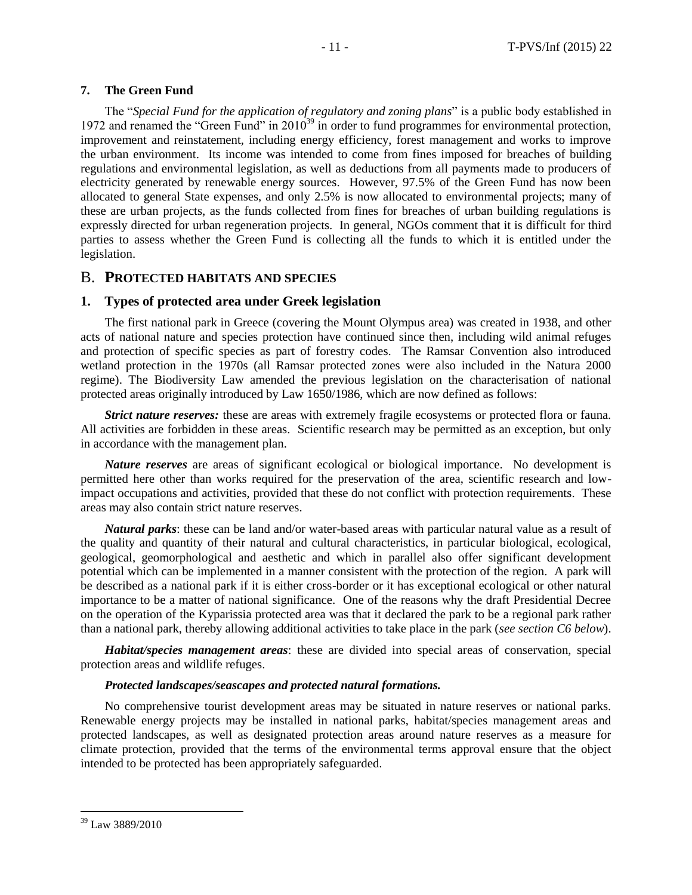### 7. The Green Fund

The "*Special Fund for the application of regulatory and zoning plans*" is a public body established in 1972 and renamed the "Green Fund" in 2010[39] in order to fund programmes for environmental protection, improvement and reinstatement, including energy efficiency, forest management and works to improve the urban environment. Its income was intended to come from fines imposed for breaches of building regulations and environmental legislation, as well as deductions from all payments made to producers of electricity generated by renewable energy sources. However, 97.5% of the Green Fund has now been allocated to general State expenses, and only 2.5% is now allocated to environmental projects; many of these are urban projects, as the funds collected from fines for breaches of urban building regulations is expressly directed for urban regeneration projects. In general, NGOs comment that it is difficult for third parties to assess whether the Green Fund is collecting all the funds to which it is entitled under the legislation.

## B. PROTECTED HABITATS AND SPECIES

### 1. Types of protected area under Greek legislation

The first national park in Greece (covering the Mount Olympus area) was created in 1938, and other acts of national nature and species protection have continued since then, including wild animal refuges and protection of specific species as part of forestry codes. The Ramsar Convention also introduced wetland protection in the 1970s (all Ramsar protected zones were also included in the Natura 2000 regime). The Biodiversity Law amended the previous legislation on the characterisation of national protected areas originally introduced by Law 1650/1986, which are now defined as follows:

***Strict nature reserves:*** these are areas with extremely fragile ecosystems or protected flora or fauna. All activities are forbidden in these areas. Scientific research may be permitted as an exception, but only in accordance with the management plan.

***Nature reserves*** are areas of significant ecological or biological importance. No development is permitted here other than works required for the preservation of the area, scientific research and low-impact occupations and activities, provided that these do not conflict with protection requirements. These areas may also contain strict nature reserves.

***Natural parks***: these can be land and/or water-based areas with particular natural value as a result of the quality and quantity of their natural and cultural characteristics, in particular biological, ecological, geological, geomorphological and aesthetic and which in parallel also offer significant development potential which can be implemented in a manner consistent with the protection of the region. A park will be described as a national park if it is either cross-border or it has exceptional ecological or other natural importance to be a matter of national significance. One of the reasons why the draft Presidential Decree on the operation of the Kyparissia protected area was that it declared the park to be a regional park rather than a national park, thereby allowing additional activities to take place in the park (*see section C6 below*).

***Habitat/species management areas***: these are divided into special areas of conservation, special protection areas and wildlife refuges.

***Protected landscapes/seascapes and protected natural formations.***

No comprehensive tourist development areas may be situated in nature reserves or national parks. Renewable energy projects may be installed in national parks, habitat/species management areas and protected landscapes, as well as designated protection areas around nature reserves as a measure for climate protection, provided that the terms of the environmental terms approval ensure that the object intended to be protected has been appropriately safeguarded.

---

[39] Law 3889/2010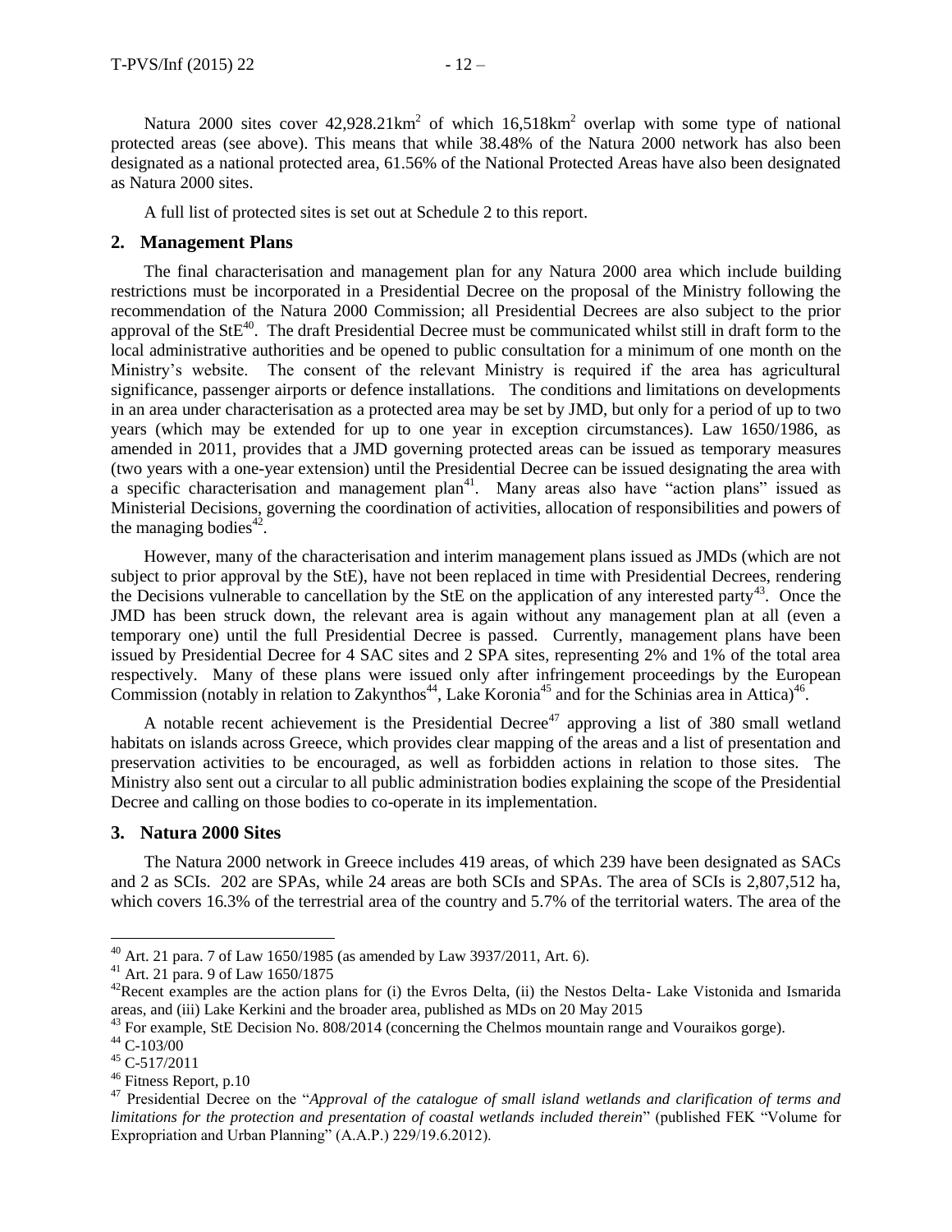Natura 2000 sites cover 42,928.21km$^2$ of which 16,518km$^2$ overlap with some type of national protected areas (see above). This means that while 38.48% of the Natura 2000 network has also been designated as a national protected area, 61.56% of the National Protected Areas have also been designated as Natura 2000 sites.

A full list of protected sites is set out at Schedule 2 to this report.

## 2. Management Plans

The final characterisation and management plan for any Natura 2000 area which include building restrictions must be incorporated in a Presidential Decree on the proposal of the Ministry following the recommendation of the Natura 2000 Commission; all Presidential Decrees are also subject to the prior approval of the StE[40]. The draft Presidential Decree must be communicated whilst still in draft form to the local administrative authorities and be opened to public consultation for a minimum of one month on the Ministry's website. The consent of the relevant Ministry is required if the area has agricultural significance, passenger airports or defence installations. The conditions and limitations on developments in an area under characterisation as a protected area may be set by JMD, but only for a period of up to two years (which may be extended for up to one year in exception circumstances). Law 1650/1986, as amended in 2011, provides that a JMD governing protected areas can be issued as temporary measures (two years with a one-year extension) until the Presidential Decree can be issued designating the area with a specific characterisation and management plan[41]. Many areas also have "action plans" issued as Ministerial Decisions, governing the coordination of activities, allocation of responsibilities and powers of the managing bodies[42].

However, many of the characterisation and interim management plans issued as JMDs (which are not subject to prior approval by the StE), have not been replaced in time with Presidential Decrees, rendering the Decisions vulnerable to cancellation by the StE on the application of any interested party[43]. Once the JMD has been struck down, the relevant area is again without any management plan at all (even a temporary one) until the full Presidential Decree is passed. Currently, management plans have been issued by Presidential Decree for 4 SAC sites and 2 SPA sites, representing 2% and 1% of the total area respectively. Many of these plans were issued only after infringement proceedings by the European Commission (notably in relation to Zakynthos[44], Lake Koronia[45] and for the Schinias area in Attica)[46].

A notable recent achievement is the Presidential Decree[47] approving a list of 380 small wetland habitats on islands across Greece, which provides clear mapping of the areas and a list of presentation and preservation activities to be encouraged, as well as forbidden actions in relation to those sites. The Ministry also sent out a circular to all public administration bodies explaining the scope of the Presidential Decree and calling on those bodies to co-operate in its implementation.

## 3. Natura 2000 Sites

The Natura 2000 network in Greece includes 419 areas, of which 239 have been designated as SACs and 2 as SCIs. 202 are SPAs, while 24 areas are both SCIs and SPAs. The area of SCIs is 2,807,512 ha, which covers 16.3% of the terrestrial area of the country and 5.7% of the territorial waters. The area of the

---

[40] Art. 21 para. 7 of Law 1650/1985 (as amended by Law 3937/2011, Art. 6).

[41] Art. 21 para. 9 of Law 1650/1875

[42] Recent examples are the action plans for (i) the Evros Delta, (ii) the Nestos Delta- Lake Vistonida and Ismarida areas, and (iii) Lake Kerkini and the broader area, published as MDs on 20 May 2015

[43] For example, StE Decision No. 808/2014 (concerning the Chelmos mountain range and Vouraikos gorge).

[44] C-103/00

[45] C-517/2011

[46] Fitness Report, p.10

[47] Presidential Decree on the "*Approval of the catalogue of small island wetlands and clarification of terms and limitations for the protection and presentation of coastal wetlands included therein*" (published FEK "Volume for Expropriation and Urban Planning" (A.A.P.) 229/19.6.2012).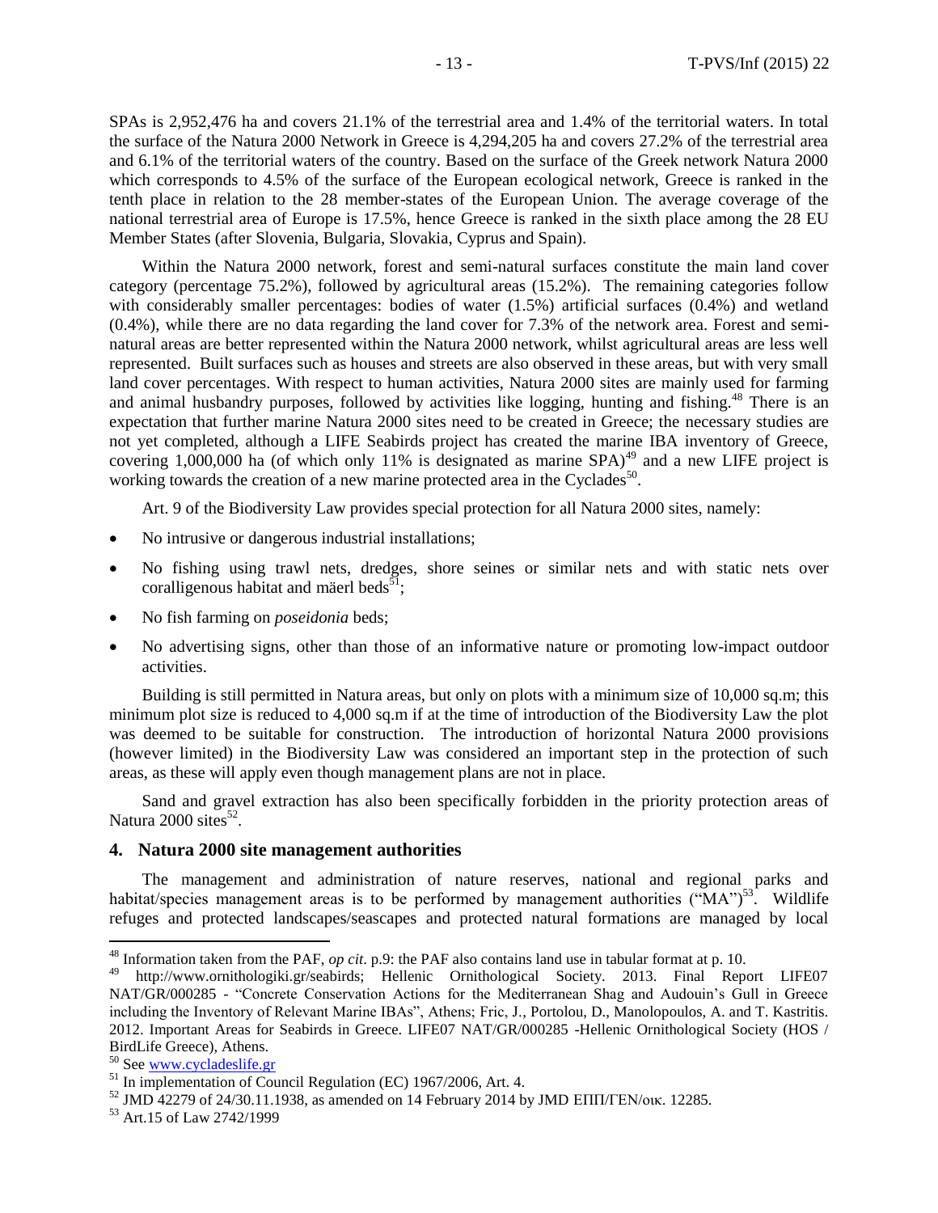SPAs is 2,952,476 ha and covers 21.1% of the terrestrial area and 1.4% of the territorial waters. In total the surface of the Natura 2000 Network in Greece is 4,294,205 ha and covers 27.2% of the terrestrial area and 6.1% of the territorial waters of the country. Based on the surface of the Greek network Natura 2000 which corresponds to 4.5% of the surface of the European ecological network, Greece is ranked in the tenth place in relation to the 28 member-states of the European Union. The average coverage of the national terrestrial area of Europe is 17.5%, hence Greece is ranked in the sixth place among the 28 EU Member States (after Slovenia, Bulgaria, Slovakia, Cyprus and Spain).

Within the Natura 2000 network, forest and semi-natural surfaces constitute the main land cover category (percentage 75.2%), followed by agricultural areas (15.2%). The remaining categories follow with considerably smaller percentages: bodies of water (1.5%) artificial surfaces (0.4%) and wetland (0.4%), while there are no data regarding the land cover for 7.3% of the network area. Forest and semi-natural areas are better represented within the Natura 2000 network, whilst agricultural areas are less well represented. Built surfaces such as houses and streets are also observed in these areas, but with very small land cover percentages. With respect to human activities, Natura 2000 sites are mainly used for farming and animal husbandry purposes, followed by activities like logging, hunting and fishing.[48] There is an expectation that further marine Natura 2000 sites need to be created in Greece; the necessary studies are not yet completed, although a LIFE Seabirds project has created the marine IBA inventory of Greece, covering 1,000,000 ha (of which only 11% is designated as marine SPA)[49] and a new LIFE project is working towards the creation of a new marine protected area in the Cyclades[50].

Art. 9 of the Biodiversity Law provides special protection for all Natura 2000 sites, namely:

- No intrusive or dangerous industrial installations;
- No fishing using trawl nets, dredges, shore seines or similar nets and with static nets over coralligenous habitat and mäerl beds[51];
- No fish farming on *poseidonia* beds;
- No advertising signs, other than those of an informative nature or promoting low-impact outdoor activities.

Building is still permitted in Natura areas, but only on plots with a minimum size of 10,000 sq.m; this minimum plot size is reduced to 4,000 sq.m if at the time of introduction of the Biodiversity Law the plot was deemed to be suitable for construction. The introduction of horizontal Natura 2000 provisions (however limited) in the Biodiversity Law was considered an important step in the protection of such areas, as these will apply even though management plans are not in place.

Sand and gravel extraction has also been specifically forbidden in the priority protection areas of Natura 2000 sites[52].

## 4. Natura 2000 site management authorities

The management and administration of nature reserves, national and regional parks and habitat/species management areas is to be performed by management authorities ("MA")[53]. Wildlife refuges and protected landscapes/seascapes and protected natural formations are managed by local

---

[48] Information taken from the PAF, *op cit*. p.9: the PAF also contains land use in tabular format at p. 10.

[49] http://www.ornithologiki.gr/seabirds; Hellenic Ornithological Society. 2013. Final Report LIFE07 NAT/GR/000285 - "Concrete Conservation Actions for the Mediterranean Shag and Audouin's Gull in Greece including the Inventory of Relevant Marine IBAs", Athens; Fric, J., Portolou, D., Manolopoulos, A. and T. Kastritis. 2012. Important Areas for Seabirds in Greece. LIFE07 NAT/GR/000285 -Hellenic Ornithological Society (HOS / BirdLife Greece), Athens.

[50] See www.cycladeslife.gr

[51] In implementation of Council Regulation (EC) 1967/2006, Art. 4.

[52] JMD 42279 of 24/30.11.1938, as amended on 14 February 2014 by JMD ΕΠΠ/ΓΕΝ/οικ. 12285.

[53] Art.15 of Law 2742/1999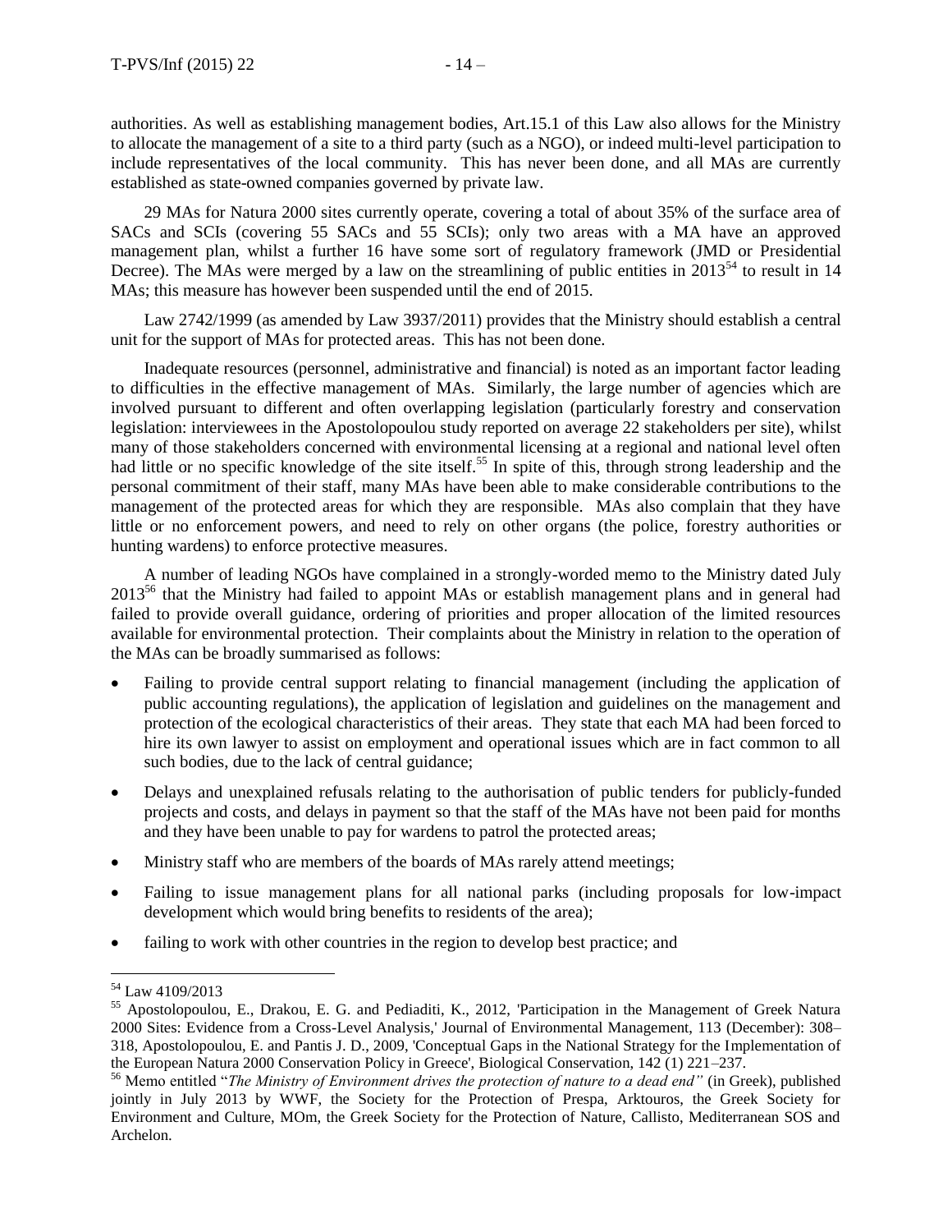authorities. As well as establishing management bodies, Art.15.1 of this Law also allows for the Ministry to allocate the management of a site to a third party (such as a NGO), or indeed multi-level participation to include representatives of the local community. This has never been done, and all MAs are currently established as state-owned companies governed by private law.

29 MAs for Natura 2000 sites currently operate, covering a total of about 35% of the surface area of SACs and SCIs (covering 55 SACs and 55 SCIs); only two areas with a MA have an approved management plan, whilst a further 16 have some sort of regulatory framework (JMD or Presidential Decree). The MAs were merged by a law on the streamlining of public entities in 2013[54] to result in 14 MAs; this measure has however been suspended until the end of 2015.

Law 2742/1999 (as amended by Law 3937/2011) provides that the Ministry should establish a central unit for the support of MAs for protected areas. This has not been done.

Inadequate resources (personnel, administrative and financial) is noted as an important factor leading to difficulties in the effective management of MAs. Similarly, the large number of agencies which are involved pursuant to different and often overlapping legislation (particularly forestry and conservation legislation: interviewees in the Apostolopoulou study reported on average 22 stakeholders per site), whilst many of those stakeholders concerned with environmental licensing at a regional and national level often had little or no specific knowledge of the site itself.[55] In spite of this, through strong leadership and the personal commitment of their staff, many MAs have been able to make considerable contributions to the management of the protected areas for which they are responsible. MAs also complain that they have little or no enforcement powers, and need to rely on other organs (the police, forestry authorities or hunting wardens) to enforce protective measures.

A number of leading NGOs have complained in a strongly-worded memo to the Ministry dated July 2013[56] that the Ministry had failed to appoint MAs or establish management plans and in general had failed to provide overall guidance, ordering of priorities and proper allocation of the limited resources available for environmental protection. Their complaints about the Ministry in relation to the operation of the MAs can be broadly summarised as follows:

- Failing to provide central support relating to financial management (including the application of public accounting regulations), the application of legislation and guidelines on the management and protection of the ecological characteristics of their areas. They state that each MA had been forced to hire its own lawyer to assist on employment and operational issues which are in fact common to all such bodies, due to the lack of central guidance;
- Delays and unexplained refusals relating to the authorisation of public tenders for publicly-funded projects and costs, and delays in payment so that the staff of the MAs have not been paid for months and they have been unable to pay for wardens to patrol the protected areas;
- Ministry staff who are members of the boards of MAs rarely attend meetings;
- Failing to issue management plans for all national parks (including proposals for low-impact development which would bring benefits to residents of the area);
- failing to work with other countries in the region to develop best practice; and

---

[54] Law 4109/2013

[55] Apostolopoulou, E., Drakou, E. G. and Pediaditi, K., 2012, 'Participation in the Management of Greek Natura 2000 Sites: Evidence from a Cross-Level Analysis,' Journal of Environmental Management, 113 (December): 308–318, Apostolopoulou, E. and Pantis J. D., 2009, 'Conceptual Gaps in the National Strategy for the Implementation of the European Natura 2000 Conservation Policy in Greece', Biological Conservation, 142 (1) 221–237.

[56] Memo entitled "*The Ministry of Environment drives the protection of nature to a dead end"* (in Greek), published jointly in July 2013 by WWF, the Society for the Protection of Prespa, Arktouros, the Greek Society for Environment and Culture, MOm, the Greek Society for the Protection of Nature, Callisto, Mediterranean SOS and Archelon.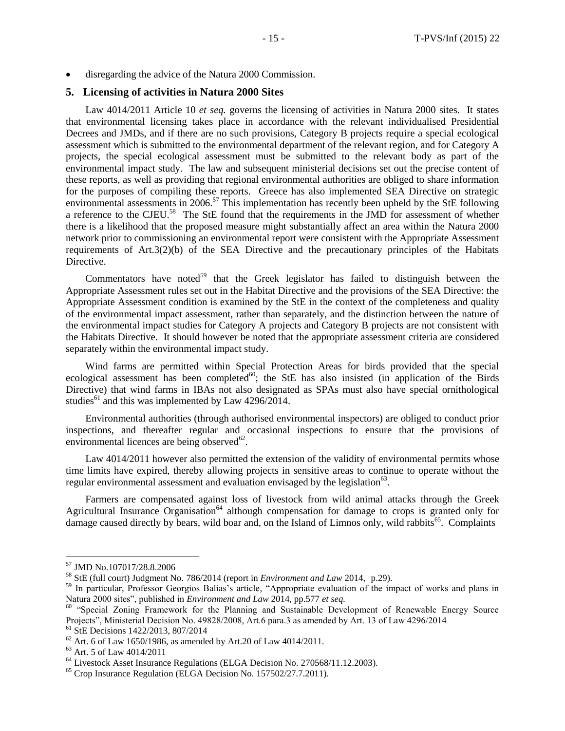- disregarding the advice of the Natura 2000 Commission.

## 5. Licensing of activities in Natura 2000 Sites

Law 4014/2011 Article 10 *et seq.* governs the licensing of activities in Natura 2000 sites. It states that environmental licensing takes place in accordance with the relevant individualised Presidential Decrees and JMDs, and if there are no such provisions, Category B projects require a special ecological assessment which is submitted to the environmental department of the relevant region, and for Category A projects, the special ecological assessment must be submitted to the relevant body as part of the environmental impact study. The law and subsequent ministerial decisions set out the precise content of these reports, as well as providing that regional environmental authorities are obliged to share information for the purposes of compiling these reports. Greece has also implemented SEA Directive on strategic environmental assessments in 2006.[57] This implementation has recently been upheld by the StE following a reference to the CJEU.[58] The StE found that the requirements in the JMD for assessment of whether there is a likelihood that the proposed measure might substantially affect an area within the Natura 2000 network prior to commissioning an environmental report were consistent with the Appropriate Assessment requirements of Art.3(2)(b) of the SEA Directive and the precautionary principles of the Habitats Directive.

Commentators have noted[59] that the Greek legislator has failed to distinguish between the Appropriate Assessment rules set out in the Habitat Directive and the provisions of the SEA Directive: the Appropriate Assessment condition is examined by the StE in the context of the completeness and quality of the environmental impact assessment, rather than separately, and the distinction between the nature of the environmental impact studies for Category A projects and Category B projects are not consistent with the Habitats Directive. It should however be noted that the appropriate assessment criteria are considered separately within the environmental impact study.

Wind farms are permitted within Special Protection Areas for birds provided that the special ecological assessment has been completed[60]; the StE has also insisted (in application of the Birds Directive) that wind farms in IBAs not also designated as SPAs must also have special ornithological studies[61] and this was implemented by Law 4296/2014.

Environmental authorities (through authorised environmental inspectors) are obliged to conduct prior inspections, and thereafter regular and occasional inspections to ensure that the provisions of environmental licences are being observed[62].

Law 4014/2011 however also permitted the extension of the validity of environmental permits whose time limits have expired, thereby allowing projects in sensitive areas to continue to operate without the regular environmental assessment and evaluation envisaged by the legislation[63].

Farmers are compensated against loss of livestock from wild animal attacks through the Greek Agricultural Insurance Organisation[64] although compensation for damage to crops is granted only for damage caused directly by bears, wild boar and, on the Island of Limnos only, wild rabbits[65]. Complaints

---

[57] JMD No.107017/28.8.2006

[58] StE (full court) Judgment No. 786/2014 (report in *Environment and Law* 2014, p.29).

[59] In particular, Professor Georgios Balias's article, "Appropriate evaluation of the impact of works and plans in Natura 2000 sites", published in *Environment and Law* 2014, pp.577 *et seq.*

[60] "Special Zoning Framework for the Planning and Sustainable Development of Renewable Energy Source Projects", Ministerial Decision No. 49828/2008, Art.6 para.3 as amended by Art. 13 of Law 4296/2014

[61] StE Decisions 1422/2013, 807/2014

[62] Art. 6 of Law 1650/1986, as amended by Art.20 of Law 4014/2011.

[63] Art. 5 of Law 4014/2011

[64] Livestock Asset Insurance Regulations (ELGA Decision No. 270568/11.12.2003).

[65] Crop Insurance Regulation (ELGA Decision No. 157502/27.7.2011).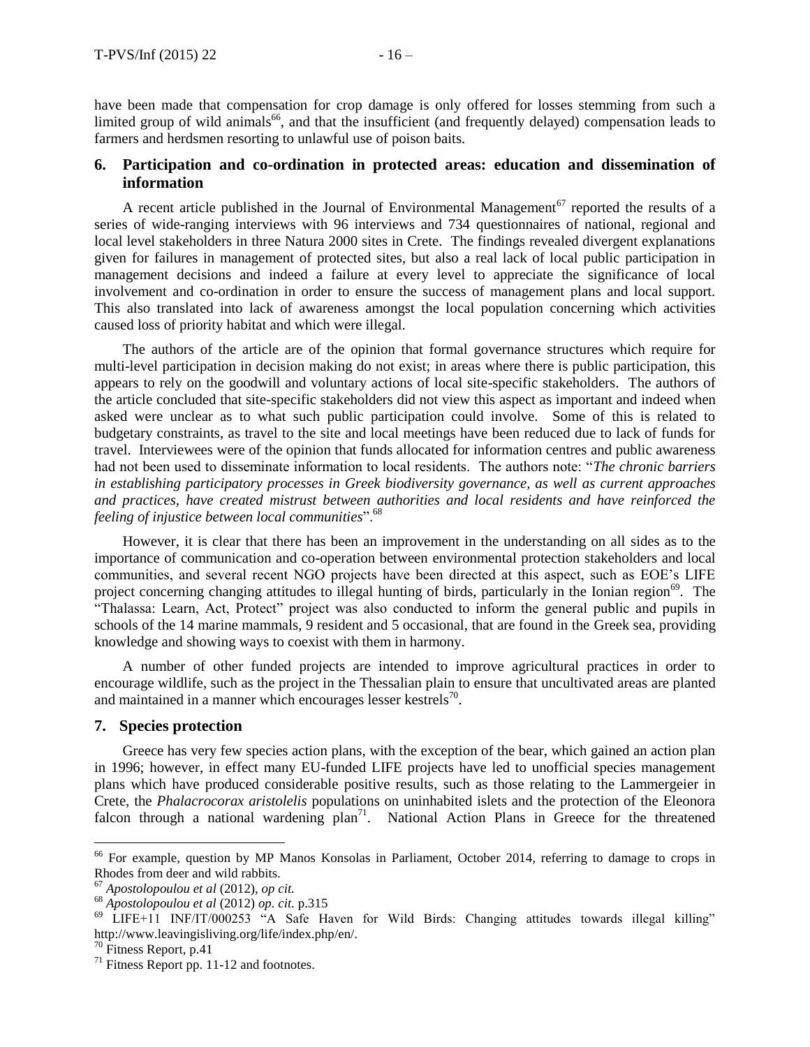have been made that compensation for crop damage is only offered for losses stemming from such a limited group of wild animals[66], and that the insufficient (and frequently delayed) compensation leads to farmers and herdsmen resorting to unlawful use of poison baits.

## 6. Participation and co-ordination in protected areas: education and dissemination of information

A recent article published in the Journal of Environmental Management[67] reported the results of a series of wide-ranging interviews with 96 interviews and 734 questionnaires of national, regional and local level stakeholders in three Natura 2000 sites in Crete. The findings revealed divergent explanations given for failures in management of protected sites, but also a real lack of local public participation in management decisions and indeed a failure at every level to appreciate the significance of local involvement and co-ordination in order to ensure the success of management plans and local support. This also translated into lack of awareness amongst the local population concerning which activities caused loss of priority habitat and which were illegal.

The authors of the article are of the opinion that formal governance structures which require for multi-level participation in decision making do not exist; in areas where there is public participation, this appears to rely on the goodwill and voluntary actions of local site-specific stakeholders. The authors of the article concluded that site-specific stakeholders did not view this aspect as important and indeed when asked were unclear as to what such public participation could involve. Some of this is related to budgetary constraints, as travel to the site and local meetings have been reduced due to lack of funds for travel. Interviewees were of the opinion that funds allocated for information centres and public awareness had not been used to disseminate information to local residents. The authors note: "*The chronic barriers in establishing participatory processes in Greek biodiversity governance, as well as current approaches and practices, have created mistrust between authorities and local residents and have reinforced the feeling of injustice between local communities*".[68]

However, it is clear that there has been an improvement in the understanding on all sides as to the importance of communication and co-operation between environmental protection stakeholders and local communities, and several recent NGO projects have been directed at this aspect, such as EOE's LIFE project concerning changing attitudes to illegal hunting of birds, particularly in the Ionian region[69]. The "Thalassa: Learn, Act, Protect" project was also conducted to inform the general public and pupils in schools of the 14 marine mammals, 9 resident and 5 occasional, that are found in the Greek sea, providing knowledge and showing ways to coexist with them in harmony.

A number of other funded projects are intended to improve agricultural practices in order to encourage wildlife, such as the project in the Thessalian plain to ensure that uncultivated areas are planted and maintained in a manner which encourages lesser kestrels[70].

## 7. Species protection

Greece has very few species action plans, with the exception of the bear, which gained an action plan in 1996; however, in effect many EU-funded LIFE projects have led to unofficial species management plans which have produced considerable positive results, such as those relating to the Lammergeier in Crete, the *Phalacrocorax aristolelis* populations on uninhabited islets and the protection of the Eleonora falcon through a national wardening plan[71]. National Action Plans in Greece for the threatened

---

[66] For example, question by MP Manos Konsolas in Parliament, October 2014, referring to damage to crops in Rhodes from deer and wild rabbits.

[67] *Apostolopoulou et al* (2012), *op cit.*

[68] *Apostolopoulou et al* (2012) *op. cit.* p.315

[69] LIFE+11 INF/IT/000253 "A Safe Haven for Wild Birds: Changing attitudes towards illegal killing" http://www.leavingisliving.org/life/index.php/en/.

[70] Fitness Report, p.41

[71] Fitness Report pp. 11-12 and footnotes.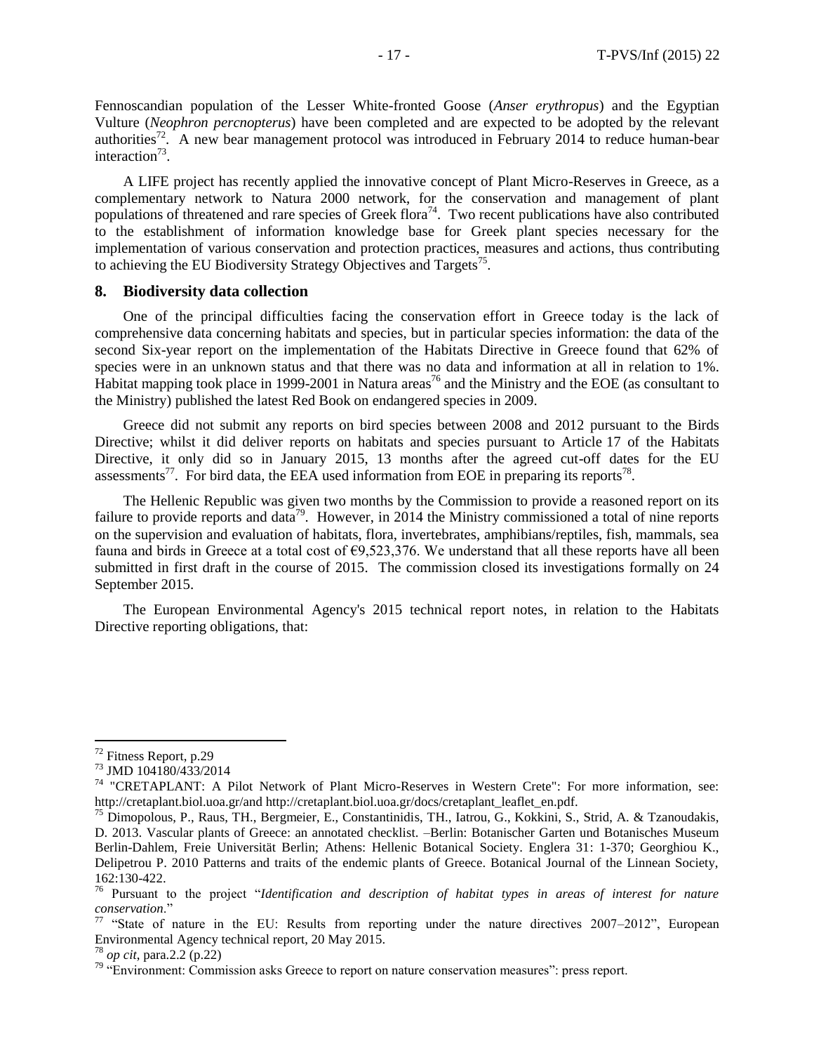Fennoscandian population of the Lesser White-fronted Goose (*Anser erythropus*) and the Egyptian Vulture (*Neophron percnopterus*) have been completed and are expected to be adopted by the relevant authorities[72]. A new bear management protocol was introduced in February 2014 to reduce human-bear interaction[73].

A LIFE project has recently applied the innovative concept of Plant Micro-Reserves in Greece, as a complementary network to Natura 2000 network, for the conservation and management of plant populations of threatened and rare species of Greek flora[74]. Two recent publications have also contributed to the establishment of information knowledge base for Greek plant species necessary for the implementation of various conservation and protection practices, measures and actions, thus contributing to achieving the EU Biodiversity Strategy Objectives and Targets[75].

## 8. Biodiversity data collection

One of the principal difficulties facing the conservation effort in Greece today is the lack of comprehensive data concerning habitats and species, but in particular species information: the data of the second Six-year report on the implementation of the Habitats Directive in Greece found that 62% of species were in an unknown status and that there was no data and information at all in relation to 1%. Habitat mapping took place in 1999-2001 in Natura areas[76] and the Ministry and the EOE (as consultant to the Ministry) published the latest Red Book on endangered species in 2009.

Greece did not submit any reports on bird species between 2008 and 2012 pursuant to the Birds Directive; whilst it did deliver reports on habitats and species pursuant to Article 17 of the Habitats Directive, it only did so in January 2015, 13 months after the agreed cut-off dates for the EU assessments[77]. For bird data, the EEA used information from EOE in preparing its reports[78].

The Hellenic Republic was given two months by the Commission to provide a reasoned report on its failure to provide reports and data[79]. However, in 2014 the Ministry commissioned a total of nine reports on the supervision and evaluation of habitats, flora, invertebrates, amphibians/reptiles, fish, mammals, sea fauna and birds in Greece at a total cost of €9,523,376. We understand that all these reports have all been submitted in first draft in the course of 2015. The commission closed its investigations formally on 24 September 2015.

The European Environmental Agency's 2015 technical report notes, in relation to the Habitats Directive reporting obligations, that:

---

[72] Fitness Report, p.29

[73] JMD 104180/433/2014

[74] "CRETAPLANT: A Pilot Network of Plant Micro-Reserves in Western Crete": For more information, see: http://cretaplant.biol.uoa.gr/and http://cretaplant.biol.uoa.gr/docs/cretaplant_leaflet_en.pdf.

[75] Dimopolous, P., Raus, TH., Bergmeier, E., Constantinidis, TH., Iatrou, G., Kokkini, S., Strid, A. & Tzanoudakis, D. 2013. Vascular plants of Greece: an annotated checklist. –Berlin: Botanischer Garten und Botanisches Museum Berlin-Dahlem, Freie Universität Berlin; Athens: Hellenic Botanical Society. Englera 31: 1-370; Georghiou K., Delipetrou P. 2010 Patterns and traits of the endemic plants of Greece. Botanical Journal of the Linnean Society, 162:130-422.

[76] Pursuant to the project "*Identification and description of habitat types in areas of interest for nature conservation*."

[77] "State of nature in the EU: Results from reporting under the nature directives 2007–2012", European Environmental Agency technical report, 20 May 2015.

[78] *op cit*, para.2.2 (p.22)

[79] "Environment: Commission asks Greece to report on nature conservation measures": press report.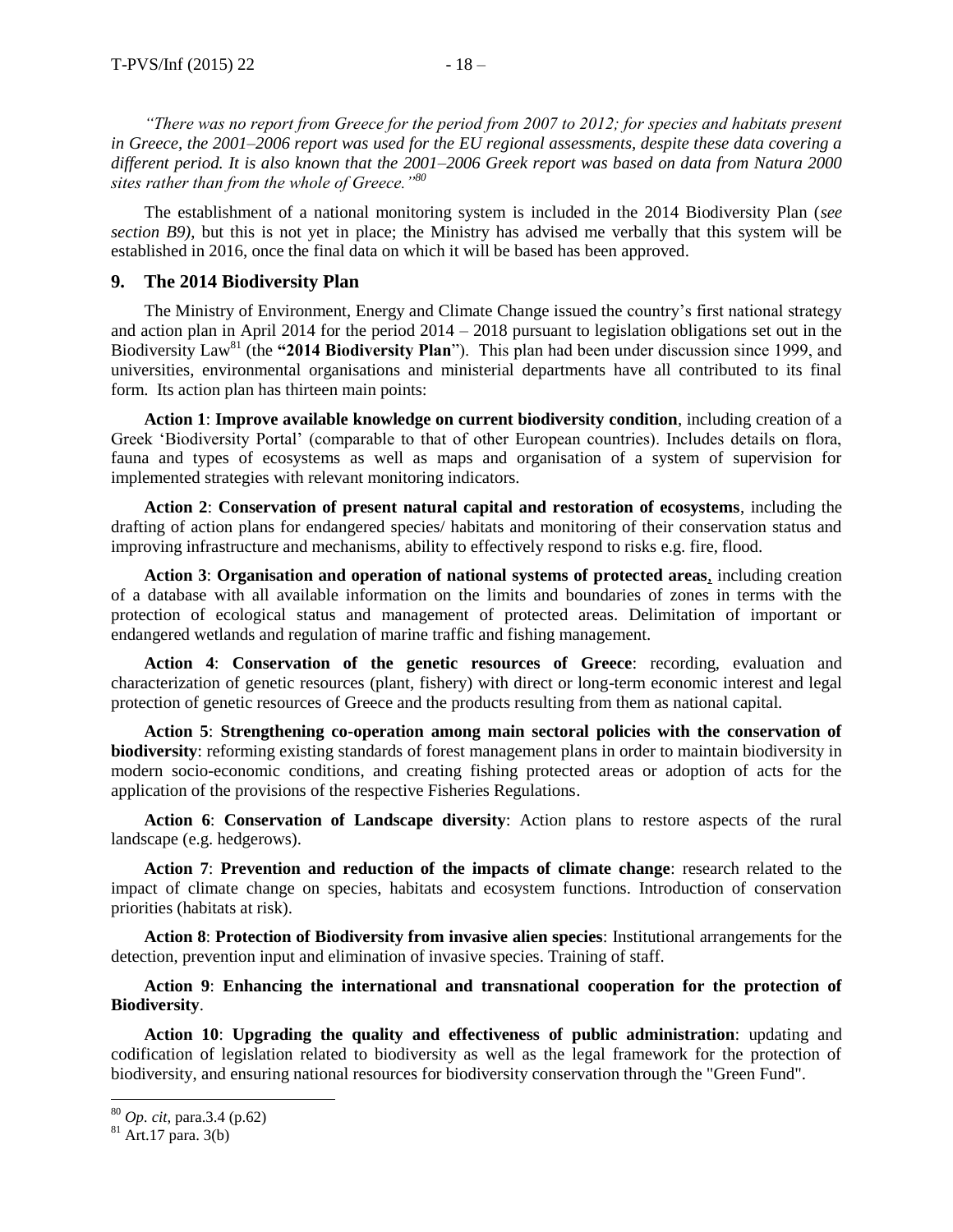*"There was no report from Greece for the period from 2007 to 2012; for species and habitats present in Greece, the 2001–2006 report was used for the EU regional assessments, despite these data covering a different period. It is also known that the 2001–2006 Greek report was based on data from Natura 2000 sites rather than from the whole of Greece."*[80]

The establishment of a national monitoring system is included in the 2014 Biodiversity Plan (*see section B9)*, but this is not yet in place; the Ministry has advised me verbally that this system will be established in 2016, once the final data on which it will be based has been approved.

## 9. The 2014 Biodiversity Plan

The Ministry of Environment, Energy and Climate Change issued the country's first national strategy and action plan in April 2014 for the period 2014 – 2018 pursuant to legislation obligations set out in the Biodiversity Law[81] (the **"2014 Biodiversity Plan**"). This plan had been under discussion since 1999, and universities, environmental organisations and ministerial departments have all contributed to its final form. Its action plan has thirteen main points:

**Action 1**: **Improve available knowledge on current biodiversity condition**, including creation of a Greek 'Biodiversity Portal' (comparable to that of other European countries). Includes details on flora, fauna and types of ecosystems as well as maps and organisation of a system of supervision for implemented strategies with relevant monitoring indicators.

**Action 2**: **Conservation of present natural capital and restoration of ecosystems**, including the drafting of action plans for endangered species/ habitats and monitoring of their conservation status and improving infrastructure and mechanisms, ability to effectively respond to risks e.g. fire, flood.

**Action 3**: **Organisation and operation of national systems of protected areas**, including creation of a database with all available information on the limits and boundaries of zones in terms with the protection of ecological status and management of protected areas. Delimitation of important or endangered wetlands and regulation of marine traffic and fishing management.

**Action 4**: **Conservation of the genetic resources of Greece**: recording, evaluation and characterization of genetic resources (plant, fishery) with direct or long-term economic interest and legal protection of genetic resources of Greece and the products resulting from them as national capital.

**Action 5**: **Strengthening co-operation among main sectoral policies with the conservation of biodiversity**: reforming existing standards of forest management plans in order to maintain biodiversity in modern socio-economic conditions, and creating fishing protected areas or adoption of acts for the application of the provisions of the respective Fisheries Regulations.

**Action 6**: **Conservation of Landscape diversity**: Action plans to restore aspects of the rural landscape (e.g. hedgerows).

**Action 7**: **Prevention and reduction of the impacts of climate change**: research related to the impact of climate change on species, habitats and ecosystem functions. Introduction of conservation priorities (habitats at risk).

**Action 8**: **Protection of Biodiversity from invasive alien species**: Institutional arrangements for the detection, prevention input and elimination of invasive species. Training of staff.

**Action 9**: **Enhancing the international and transnational cooperation for the protection of Biodiversity**.

**Action 10**: **Upgrading the quality and effectiveness of public administration**: updating and codification of legislation related to biodiversity as well as the legal framework for the protection of biodiversity, and ensuring national resources for biodiversity conservation through the "Green Fund".

---

[80] *Op. cit*, para.3.4 (p.62)

[81] Art.17 para. 3(b)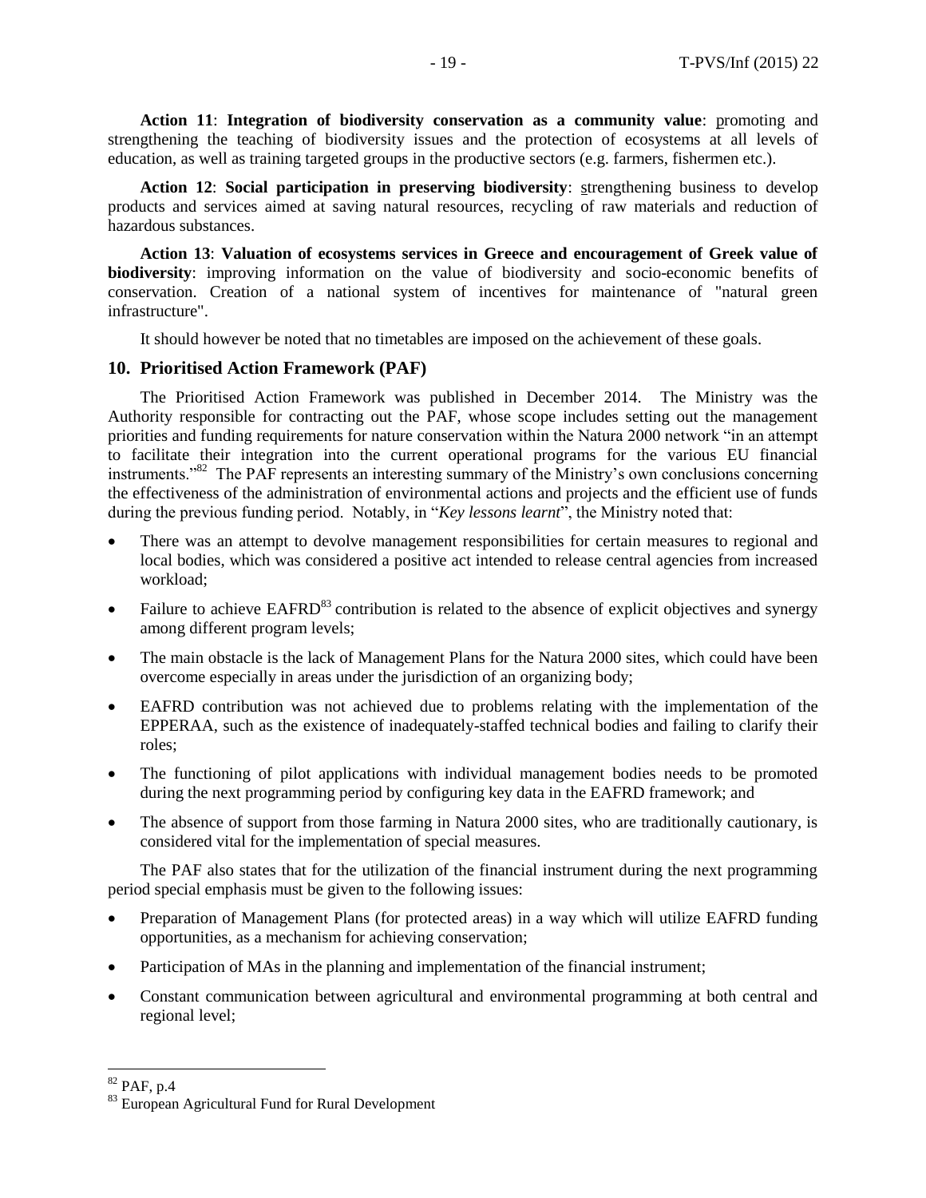**Action 11**: **Integration of biodiversity conservation as a community value**: promoting and strengthening the teaching of biodiversity issues and the protection of ecosystems at all levels of education, as well as training targeted groups in the productive sectors (e.g. farmers, fishermen etc.).

**Action 12**: **Social participation in preserving biodiversity**: strengthening business to develop products and services aimed at saving natural resources, recycling of raw materials and reduction of hazardous substances.

**Action 13**: **Valuation of ecosystems services in Greece and encouragement of Greek value of biodiversity**: improving information on the value of biodiversity and socio-economic benefits of conservation. Creation of a national system of incentives for maintenance of "natural green infrastructure".

It should however be noted that no timetables are imposed on the achievement of these goals.

## 10. Prioritised Action Framework (PAF)

The Prioritised Action Framework was published in December 2014. The Ministry was the Authority responsible for contracting out the PAF, whose scope includes setting out the management priorities and funding requirements for nature conservation within the Natura 2000 network "in an attempt to facilitate their integration into the current operational programs for the various EU financial instruments."[82] The PAF represents an interesting summary of the Ministry's own conclusions concerning the effectiveness of the administration of environmental actions and projects and the efficient use of funds during the previous funding period. Notably, in "*Key lessons learnt*", the Ministry noted that:

- There was an attempt to devolve management responsibilities for certain measures to regional and local bodies, which was considered a positive act intended to release central agencies from increased workload;
- Failure to achieve EAFRD[83] contribution is related to the absence of explicit objectives and synergy among different program levels;
- The main obstacle is the lack of Management Plans for the Natura 2000 sites, which could have been overcome especially in areas under the jurisdiction of an organizing body;
- EAFRD contribution was not achieved due to problems relating with the implementation of the EPPERAA, such as the existence of inadequately-staffed technical bodies and failing to clarify their roles;
- The functioning of pilot applications with individual management bodies needs to be promoted during the next programming period by configuring key data in the EAFRD framework; and
- The absence of support from those farming in Natura 2000 sites, who are traditionally cautionary, is considered vital for the implementation of special measures.

The PAF also states that for the utilization of the financial instrument during the next programming period special emphasis must be given to the following issues:

- Preparation of Management Plans (for protected areas) in a way which will utilize EAFRD funding opportunities, as a mechanism for achieving conservation;
- Participation of MAs in the planning and implementation of the financial instrument;
- Constant communication between agricultural and environmental programming at both central and regional level;

[82] PAF, p.4

[83] European Agricultural Fund for Rural Development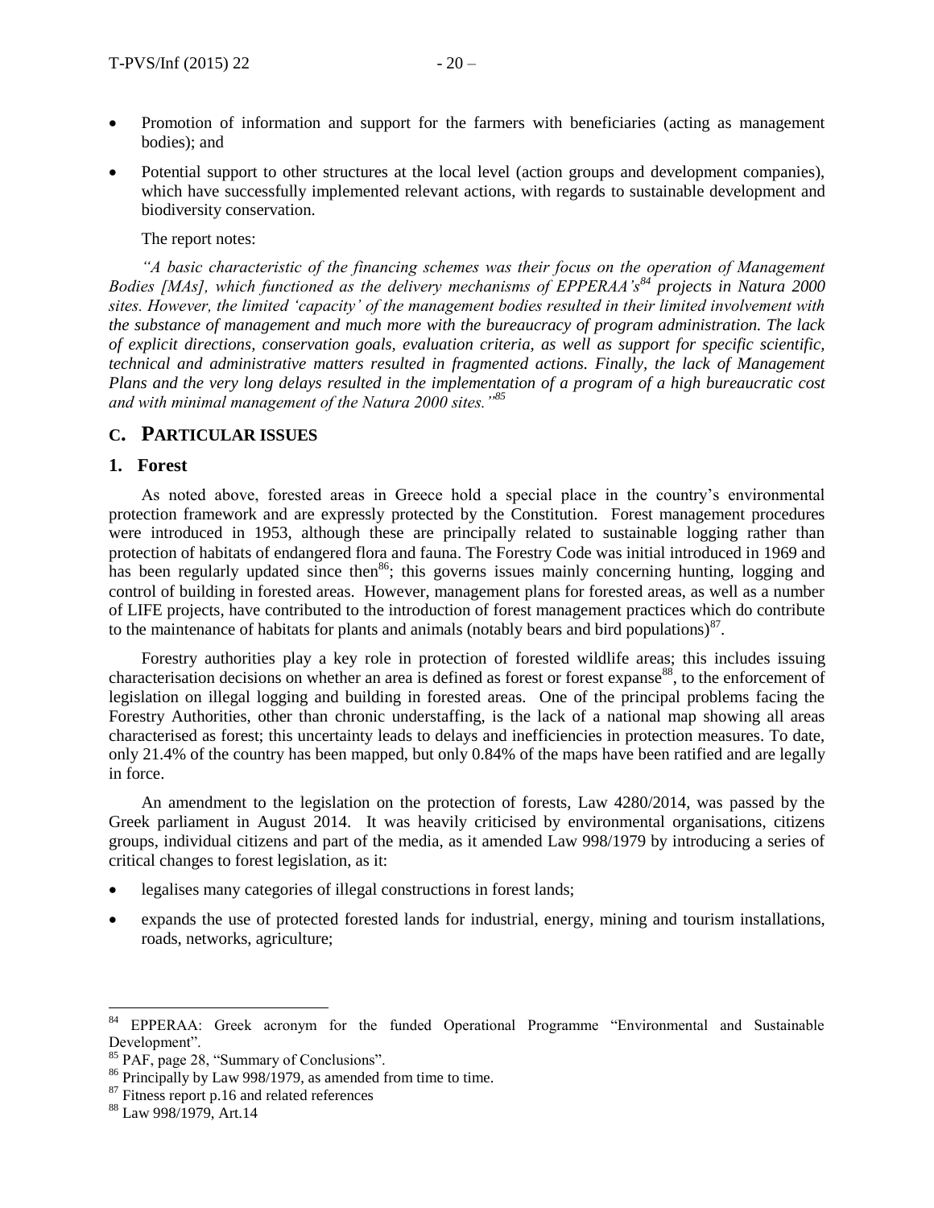- Promotion of information and support for the farmers with beneficiaries (acting as management bodies); and
- Potential support to other structures at the local level (action groups and development companies), which have successfully implemented relevant actions, with regards to sustainable development and biodiversity conservation.

The report notes:

*"A basic characteristic of the financing schemes was their focus on the operation of Management Bodies [MAs], which functioned as the delivery mechanisms of EPPERAA's*[84] *projects in Natura 2000 sites. However, the limited 'capacity' of the management bodies resulted in their limited involvement with the substance of management and much more with the bureaucracy of program administration. The lack of explicit directions, conservation goals, evaluation criteria, as well as support for specific scientific, technical and administrative matters resulted in fragmented actions. Finally, the lack of Management Plans and the very long delays resulted in the implementation of a program of a high bureaucratic cost and with minimal management of the Natura 2000 sites."*[85]

## C. PARTICULAR ISSUES

### 1. Forest

As noted above, forested areas in Greece hold a special place in the country's environmental protection framework and are expressly protected by the Constitution. Forest management procedures were introduced in 1953, although these are principally related to sustainable logging rather than protection of habitats of endangered flora and fauna. The Forestry Code was initial introduced in 1969 and has been regularly updated since then[86]; this governs issues mainly concerning hunting, logging and control of building in forested areas. However, management plans for forested areas, as well as a number of LIFE projects, have contributed to the introduction of forest management practices which do contribute to the maintenance of habitats for plants and animals (notably bears and bird populations)[87].

Forestry authorities play a key role in protection of forested wildlife areas; this includes issuing characterisation decisions on whether an area is defined as forest or forest expanse[88], to the enforcement of legislation on illegal logging and building in forested areas. One of the principal problems facing the Forestry Authorities, other than chronic understaffing, is the lack of a national map showing all areas characterised as forest; this uncertainty leads to delays and inefficiencies in protection measures. To date, only 21.4% of the country has been mapped, but only 0.84% of the maps have been ratified and are legally in force.

An amendment to the legislation on the protection of forests, Law 4280/2014, was passed by the Greek parliament in August 2014. It was heavily criticised by environmental organisations, citizens groups, individual citizens and part of the media, as it amended Law 998/1979 by introducing a series of critical changes to forest legislation, as it:

- legalises many categories of illegal constructions in forest lands;
- expands the use of protected forested lands for industrial, energy, mining and tourism installations, roads, networks, agriculture;

---

[84] EPPERAA: Greek acronym for the funded Operational Programme "Environmental and Sustainable Development".

[85] PAF, page 28, "Summary of Conclusions".

[86] Principally by Law 998/1979, as amended from time to time.

[87] Fitness report p.16 and related references

[88] Law 998/1979, Art.14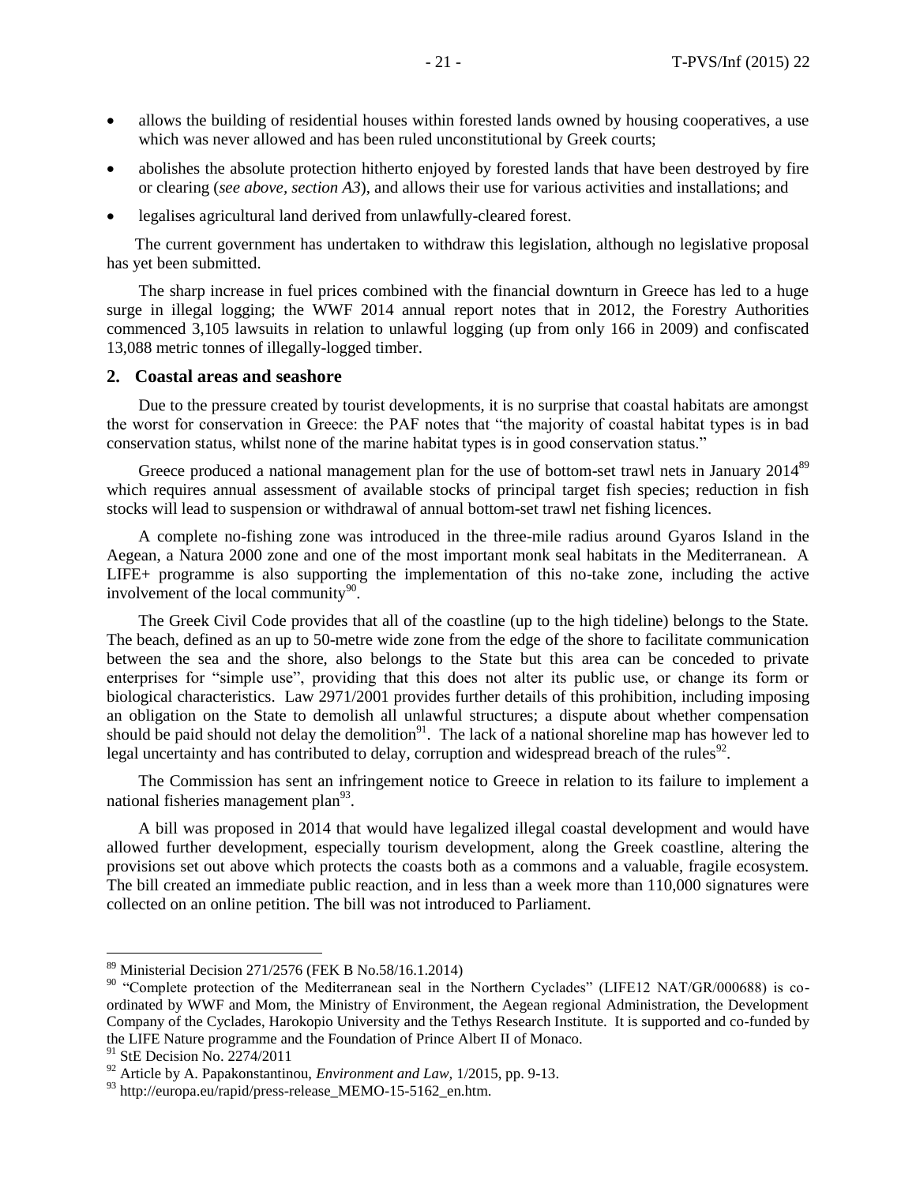- allows the building of residential houses within forested lands owned by housing cooperatives, a use which was never allowed and has been ruled unconstitutional by Greek courts;
- abolishes the absolute protection hitherto enjoyed by forested lands that have been destroyed by fire or clearing (*see above, section A3*), and allows their use for various activities and installations; and
- legalises agricultural land derived from unlawfully-cleared forest.

The current government has undertaken to withdraw this legislation, although no legislative proposal has yet been submitted.

The sharp increase in fuel prices combined with the financial downturn in Greece has led to a huge surge in illegal logging; the WWF 2014 annual report notes that in 2012, the Forestry Authorities commenced 3,105 lawsuits in relation to unlawful logging (up from only 166 in 2009) and confiscated 13,088 metric tonnes of illegally-logged timber.

## 2. Coastal areas and seashore

Due to the pressure created by tourist developments, it is no surprise that coastal habitats are amongst the worst for conservation in Greece: the PAF notes that "the majority of coastal habitat types is in bad conservation status, whilst none of the marine habitat types is in good conservation status."

Greece produced a national management plan for the use of bottom-set trawl nets in January 2014[89] which requires annual assessment of available stocks of principal target fish species; reduction in fish stocks will lead to suspension or withdrawal of annual bottom-set trawl net fishing licences.

A complete no-fishing zone was introduced in the three-mile radius around Gyaros Island in the Aegean, a Natura 2000 zone and one of the most important monk seal habitats in the Mediterranean. A LIFE+ programme is also supporting the implementation of this no-take zone, including the active involvement of the local community[90].

The Greek Civil Code provides that all of the coastline (up to the high tideline) belongs to the State. The beach, defined as an up to 50-metre wide zone from the edge of the shore to facilitate communication between the sea and the shore, also belongs to the State but this area can be conceded to private enterprises for "simple use", providing that this does not alter its public use, or change its form or biological characteristics. Law 2971/2001 provides further details of this prohibition, including imposing an obligation on the State to demolish all unlawful structures; a dispute about whether compensation should be paid should not delay the demolition[91]. The lack of a national shoreline map has however led to legal uncertainty and has contributed to delay, corruption and widespread breach of the rules[92].

The Commission has sent an infringement notice to Greece in relation to its failure to implement a national fisheries management plan[93].

A bill was proposed in 2014 that would have legalized illegal coastal development and would have allowed further development, especially tourism development, along the Greek coastline, altering the provisions set out above which protects the coasts both as a commons and a valuable, fragile ecosystem. The bill created an immediate public reaction, and in less than a week more than 110,000 signatures were collected on an online petition. The bill was not introduced to Parliament.

---

[89] Ministerial Decision 271/2576 (FEK B No.58/16.1.2014)

[90] "Complete protection of the Mediterranean seal in the Northern Cyclades" (LIFE12 NAT/GR/000688) is co-ordinated by WWF and Mom, the Ministry of Environment, the Aegean regional Administration, the Development Company of the Cyclades, Harokopio University and the Tethys Research Institute. It is supported and co-funded by the LIFE Nature programme and the Foundation of Prince Albert II of Monaco.

[91] StE Decision No. 2274/2011

[92] Article by A. Papakonstantinou, *Environment and Law*, 1/2015, pp. 9-13.

[93] http://europa.eu/rapid/press-release_MEMO-15-5162_en.htm.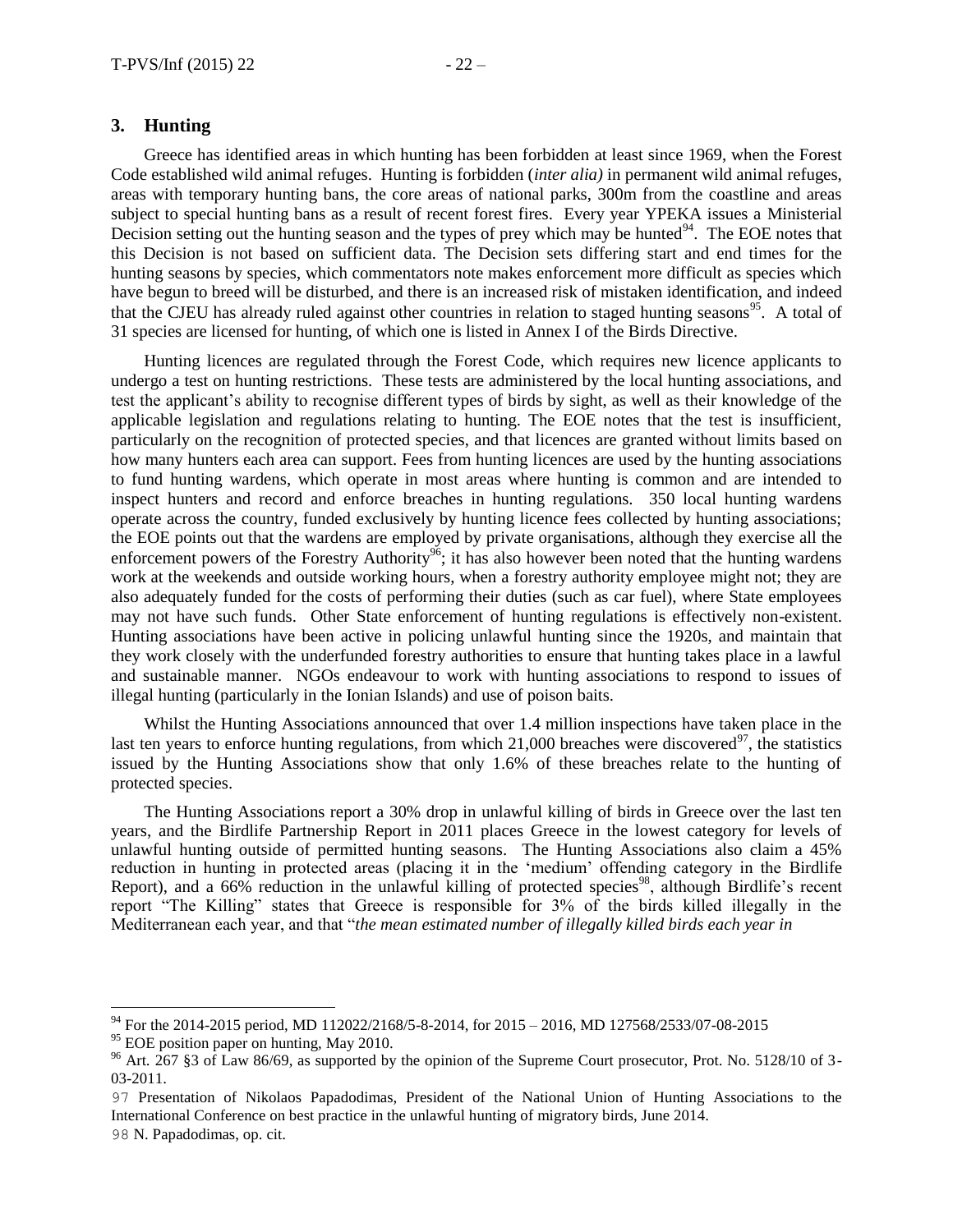## 3. Hunting

Greece has identified areas in which hunting has been forbidden at least since 1969, when the Forest Code established wild animal refuges. Hunting is forbidden (*inter alia)* in permanent wild animal refuges, areas with temporary hunting bans, the core areas of national parks, 300m from the coastline and areas subject to special hunting bans as a result of recent forest fires. Every year YPEKA issues a Ministerial Decision setting out the hunting season and the types of prey which may be hunted[94]. The EOE notes that this Decision is not based on sufficient data. The Decision sets differing start and end times for the hunting seasons by species, which commentators note makes enforcement more difficult as species which have begun to breed will be disturbed, and there is an increased risk of mistaken identification, and indeed that the CJEU has already ruled against other countries in relation to staged hunting seasons[95]. A total of 31 species are licensed for hunting, of which one is listed in Annex I of the Birds Directive.

Hunting licences are regulated through the Forest Code, which requires new licence applicants to undergo a test on hunting restrictions. These tests are administered by the local hunting associations, and test the applicant's ability to recognise different types of birds by sight, as well as their knowledge of the applicable legislation and regulations relating to hunting. The EOE notes that the test is insufficient, particularly on the recognition of protected species, and that licences are granted without limits based on how many hunters each area can support. Fees from hunting licences are used by the hunting associations to fund hunting wardens, which operate in most areas where hunting is common and are intended to inspect hunters and record and enforce breaches in hunting regulations. 350 local hunting wardens operate across the country, funded exclusively by hunting licence fees collected by hunting associations; the EOE points out that the wardens are employed by private organisations, although they exercise all the enforcement powers of the Forestry Authority[96]; it has also however been noted that the hunting wardens work at the weekends and outside working hours, when a forestry authority employee might not; they are also adequately funded for the costs of performing their duties (such as car fuel), where State employees may not have such funds. Other State enforcement of hunting regulations is effectively non-existent. Hunting associations have been active in policing unlawful hunting since the 1920s, and maintain that they work closely with the underfunded forestry authorities to ensure that hunting takes place in a lawful and sustainable manner. NGOs endeavour to work with hunting associations to respond to issues of illegal hunting (particularly in the Ionian Islands) and use of poison baits.

Whilst the Hunting Associations announced that over 1.4 million inspections have taken place in the last ten years to enforce hunting regulations, from which 21,000 breaches were discovered[97], the statistics issued by the Hunting Associations show that only 1.6% of these breaches relate to the hunting of protected species.

The Hunting Associations report a 30% drop in unlawful killing of birds in Greece over the last ten years, and the Birdlife Partnership Report in 2011 places Greece in the lowest category for levels of unlawful hunting outside of permitted hunting seasons. The Hunting Associations also claim a 45% reduction in hunting in protected areas (placing it in the 'medium' offending category in the Birdlife Report), and a 66% reduction in the unlawful killing of protected species[98], although Birdlife's recent report "The Killing" states that Greece is responsible for 3% of the birds killed illegally in the Mediterranean each year, and that "*the mean estimated number of illegally killed birds each year in*

---

[94] For the 2014-2015 period, MD 112022/2168/5-8-2014, for 2015 – 2016, MD 127568/2533/07-08-2015

[95] EOE position paper on hunting, May 2010.

[96] Art. 267 §3 of Law 86/69, as supported by the opinion of the Supreme Court prosecutor, Prot. No. 5128/10 of 3-03-2011.

[97] Presentation of Nikolaos Papadodimas, President of the National Union of Hunting Associations to the International Conference on best practice in the unlawful hunting of migratory birds, June 2014.

[98] N. Papadodimas, op. cit.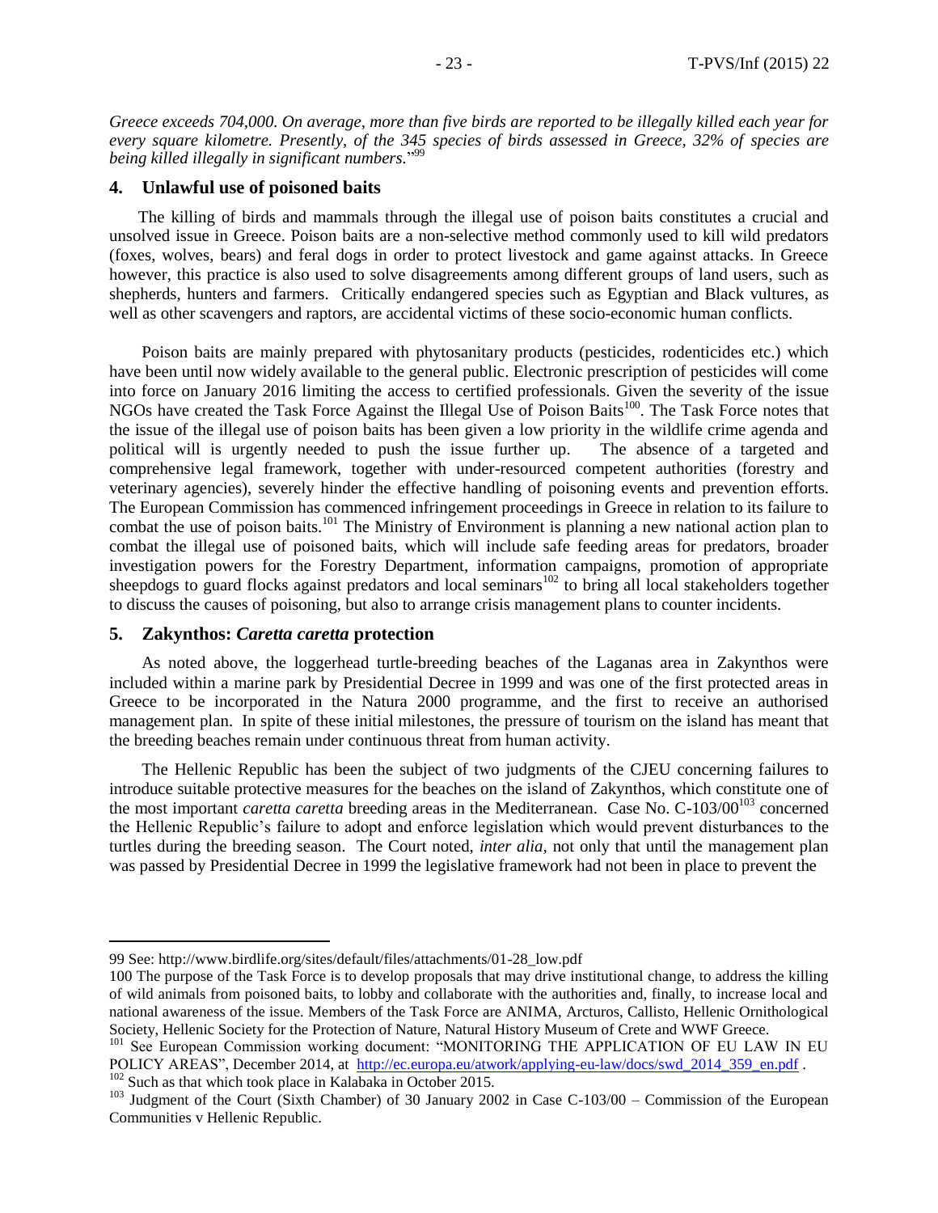*Greece exceeds 704,000. On average, more than five birds are reported to be illegally killed each year for every square kilometre. Presently, of the 345 species of birds assessed in Greece, 32% of species are being killed illegally in significant numbers.*"[99]

## 4. Unlawful use of poisoned baits

The killing of birds and mammals through the illegal use of poison baits constitutes a crucial and unsolved issue in Greece. Poison baits are a non-selective method commonly used to kill wild predators (foxes, wolves, bears) and feral dogs in order to protect livestock and game against attacks. In Greece however, this practice is also used to solve disagreements among different groups of land users, such as shepherds, hunters and farmers. Critically endangered species such as Egyptian and Black vultures, as well as other scavengers and raptors, are accidental victims of these socio-economic human conflicts.

Poison baits are mainly prepared with phytosanitary products (pesticides, rodenticides etc.) which have been until now widely available to the general public. Electronic prescription of pesticides will come into force on January 2016 limiting the access to certified professionals. Given the severity of the issue NGOs have created the Task Force Against the Illegal Use of Poison Baits[100]. The Task Force notes that the issue of the illegal use of poison baits has been given a low priority in the wildlife crime agenda and political will is urgently needed to push the issue further up. The absence of a targeted and comprehensive legal framework, together with under-resourced competent authorities (forestry and veterinary agencies), severely hinder the effective handling of poisoning events and prevention efforts. The European Commission has commenced infringement proceedings in Greece in relation to its failure to combat the use of poison baits.[101] The Ministry of Environment is planning a new national action plan to combat the illegal use of poisoned baits, which will include safe feeding areas for predators, broader investigation powers for the Forestry Department, information campaigns, promotion of appropriate sheepdogs to guard flocks against predators and local seminars[102] to bring all local stakeholders together to discuss the causes of poisoning, but also to arrange crisis management plans to counter incidents.

## 5. Zakynthos: *Caretta caretta* protection

As noted above, the loggerhead turtle-breeding beaches of the Laganas area in Zakynthos were included within a marine park by Presidential Decree in 1999 and was one of the first protected areas in Greece to be incorporated in the Natura 2000 programme, and the first to receive an authorised management plan. In spite of these initial milestones, the pressure of tourism on the island has meant that the breeding beaches remain under continuous threat from human activity.

The Hellenic Republic has been the subject of two judgments of the CJEU concerning failures to introduce suitable protective measures for the beaches on the island of Zakynthos, which constitute one of the most important *caretta caretta* breeding areas in the Mediterranean. Case No. C-103/00[103] concerned the Hellenic Republic's failure to adopt and enforce legislation which would prevent disturbances to the turtles during the breeding season. The Court noted, *inter alia*, not only that until the management plan was passed by Presidential Decree in 1999 the legislative framework had not been in place to prevent the

---

99 See: http://www.birdlife.org/sites/default/files/attachments/01-28_low.pdf

100 The purpose of the Task Force is to develop proposals that may drive institutional change, to address the killing of wild animals from poisoned baits, to lobby and collaborate with the authorities and, finally, to increase local and national awareness of the issue. Members of the Task Force are ANIMA, Arcturos, Callisto, Hellenic Ornithological Society, Hellenic Society for the Protection of Nature, Natural History Museum of Crete and WWF Greece.

101 See European Commission working document: "MONITORING THE APPLICATION OF EU LAW IN EU POLICY AREAS", December 2014, at http://ec.europa.eu/atwork/applying-eu-law/docs/swd_2014_359_en.pdf .

102 Such as that which took place in Kalabaka in October 2015.

103 Judgment of the Court (Sixth Chamber) of 30 January 2002 in Case C-103/00 – Commission of the European Communities v Hellenic Republic.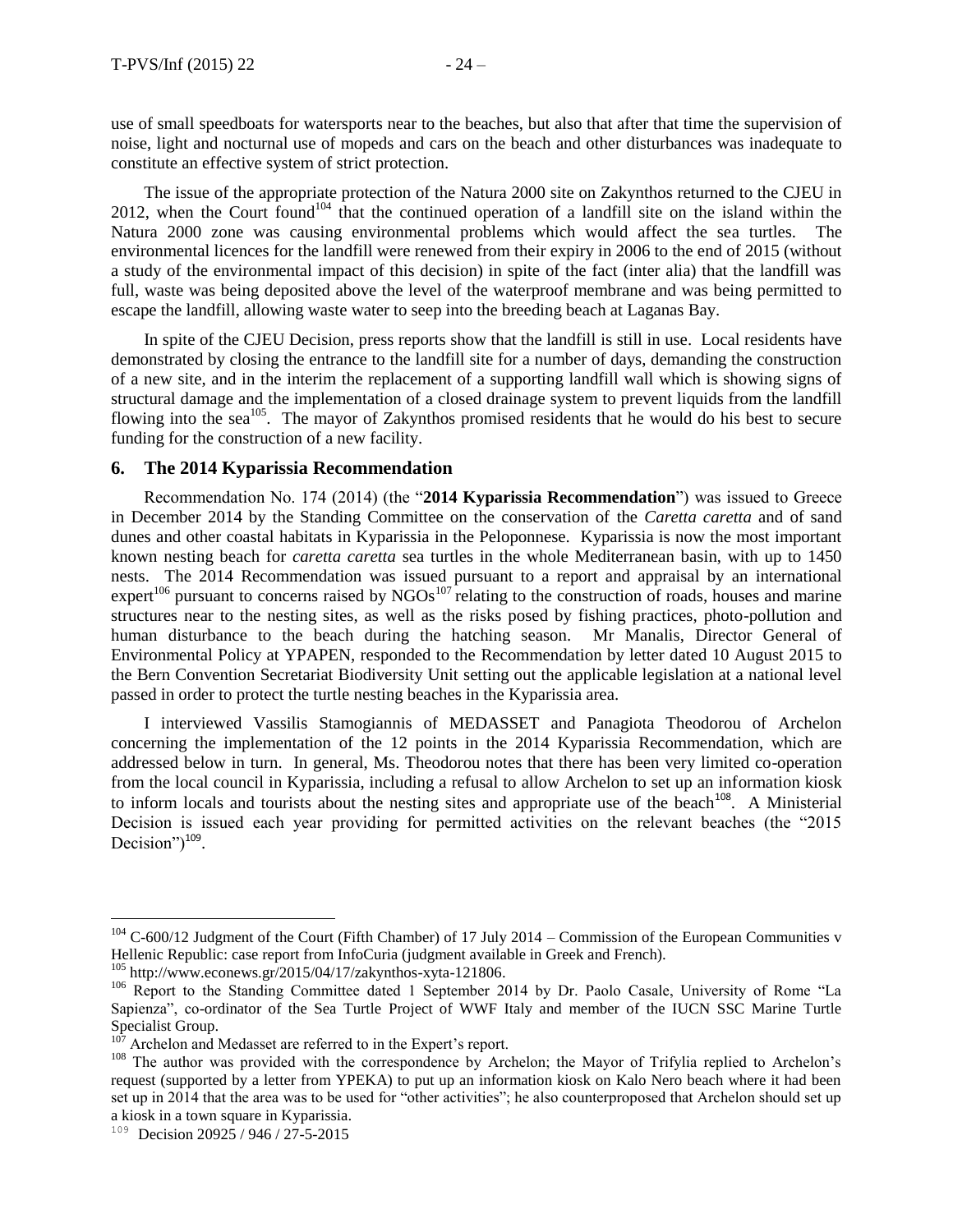use of small speedboats for watersports near to the beaches, but also that after that time the supervision of noise, light and nocturnal use of mopeds and cars on the beach and other disturbances was inadequate to constitute an effective system of strict protection.

The issue of the appropriate protection of the Natura 2000 site on Zakynthos returned to the CJEU in 2012, when the Court found[104] that the continued operation of a landfill site on the island within the Natura 2000 zone was causing environmental problems which would affect the sea turtles. The environmental licences for the landfill were renewed from their expiry in 2006 to the end of 2015 (without a study of the environmental impact of this decision) in spite of the fact (inter alia) that the landfill was full, waste was being deposited above the level of the waterproof membrane and was being permitted to escape the landfill, allowing waste water to seep into the breeding beach at Laganas Bay.

In spite of the CJEU Decision, press reports show that the landfill is still in use. Local residents have demonstrated by closing the entrance to the landfill site for a number of days, demanding the construction of a new site, and in the interim the replacement of a supporting landfill wall which is showing signs of structural damage and the implementation of a closed drainage system to prevent liquids from the landfill flowing into the sea[105]. The mayor of Zakynthos promised residents that he would do his best to secure funding for the construction of a new facility.

## 6. The 2014 Kyparissia Recommendation

Recommendation No. 174 (2014) (the "**2014 Kyparissia Recommendation**") was issued to Greece in December 2014 by the Standing Committee on the conservation of the *Caretta caretta* and of sand dunes and other coastal habitats in Kyparissia in the Peloponnese. Kyparissia is now the most important known nesting beach for *caretta caretta* sea turtles in the whole Mediterranean basin, with up to 1450 nests. The 2014 Recommendation was issued pursuant to a report and appraisal by an international expert[106] pursuant to concerns raised by NGOs[107] relating to the construction of roads, houses and marine structures near to the nesting sites, as well as the risks posed by fishing practices, photo-pollution and human disturbance to the beach during the hatching season. Mr Manalis, Director General of Environmental Policy at YPAPEN, responded to the Recommendation by letter dated 10 August 2015 to the Bern Convention Secretariat Biodiversity Unit setting out the applicable legislation at a national level passed in order to protect the turtle nesting beaches in the Kyparissia area.

I interviewed Vassilis Stamogiannis of MEDASSET and Panagiota Theodorou of Archelon concerning the implementation of the 12 points in the 2014 Kyparissia Recommendation, which are addressed below in turn. In general, Ms. Theodorou notes that there has been very limited co-operation from the local council in Kyparissia, including a refusal to allow Archelon to set up an information kiosk to inform locals and tourists about the nesting sites and appropriate use of the beach[108]. A Ministerial Decision is issued each year providing for permitted activities on the relevant beaches (the "2015 Decision")[109].

---

[104] C-600/12 Judgment of the Court (Fifth Chamber) of 17 July 2014 – Commission of the European Communities v Hellenic Republic: case report from InfoCuria (judgment available in Greek and French).

[105] http://www.econews.gr/2015/04/17/zakynthos-xyta-121806.

[106] Report to the Standing Committee dated 1 September 2014 by Dr. Paolo Casale, University of Rome "La Sapienza", co-ordinator of the Sea Turtle Project of WWF Italy and member of the IUCN SSC Marine Turtle Specialist Group.

[107] Archelon and Medasset are referred to in the Expert's report.

[108] The author was provided with the correspondence by Archelon; the Mayor of Trifylia replied to Archelon's request (supported by a letter from YPEKA) to put up an information kiosk on Kalo Nero beach where it had been set up in 2014 that the area was to be used for "other activities"; he also counterproposed that Archelon should set up a kiosk in a town square in Kyparissia.

[109] Decision 20925 / 946 / 27-5-2015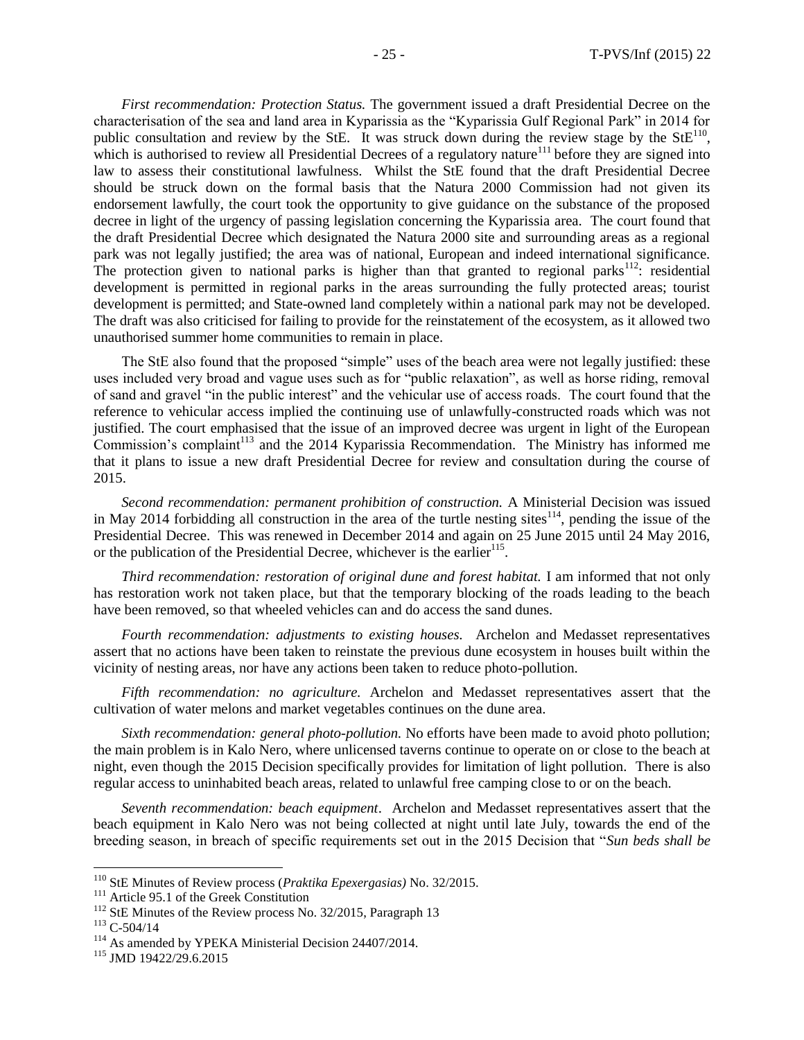*First recommendation: Protection Status.* The government issued a draft Presidential Decree on the characterisation of the sea and land area in Kyparissia as the "Kyparissia Gulf Regional Park" in 2014 for public consultation and review by the StE. It was struck down during the review stage by the StE[110], which is authorised to review all Presidential Decrees of a regulatory nature[111] before they are signed into law to assess their constitutional lawfulness. Whilst the StE found that the draft Presidential Decree should be struck down on the formal basis that the Natura 2000 Commission had not given its endorsement lawfully, the court took the opportunity to give guidance on the substance of the proposed decree in light of the urgency of passing legislation concerning the Kyparissia area. The court found that the draft Presidential Decree which designated the Natura 2000 site and surrounding areas as a regional park was not legally justified; the area was of national, European and indeed international significance. The protection given to national parks is higher than that granted to regional parks[112]: residential development is permitted in regional parks in the areas surrounding the fully protected areas; tourist development is permitted; and State-owned land completely within a national park may not be developed. The draft was also criticised for failing to provide for the reinstatement of the ecosystem, as it allowed two unauthorised summer home communities to remain in place.

The StE also found that the proposed "simple" uses of the beach area were not legally justified: these uses included very broad and vague uses such as for "public relaxation", as well as horse riding, removal of sand and gravel "in the public interest" and the vehicular use of access roads. The court found that the reference to vehicular access implied the continuing use of unlawfully-constructed roads which was not justified. The court emphasised that the issue of an improved decree was urgent in light of the European Commission's complaint[113] and the 2014 Kyparissia Recommendation. The Ministry has informed me that it plans to issue a new draft Presidential Decree for review and consultation during the course of 2015.

*Second recommendation: permanent prohibition of construction.* A Ministerial Decision was issued in May 2014 forbidding all construction in the area of the turtle nesting sites[114], pending the issue of the Presidential Decree. This was renewed in December 2014 and again on 25 June 2015 until 24 May 2016, or the publication of the Presidential Decree, whichever is the earlier[115].

*Third recommendation: restoration of original dune and forest habitat.* I am informed that not only has restoration work not taken place, but that the temporary blocking of the roads leading to the beach have been removed, so that wheeled vehicles can and do access the sand dunes.

*Fourth recommendation: adjustments to existing houses.* Archelon and Medasset representatives assert that no actions have been taken to reinstate the previous dune ecosystem in houses built within the vicinity of nesting areas, nor have any actions been taken to reduce photo-pollution.

*Fifth recommendation: no agriculture.* Archelon and Medasset representatives assert that the cultivation of water melons and market vegetables continues on the dune area.

*Sixth recommendation: general photo-pollution.* No efforts have been made to avoid photo pollution; the main problem is in Kalo Nero, where unlicensed taverns continue to operate on or close to the beach at night, even though the 2015 Decision specifically provides for limitation of light pollution. There is also regular access to uninhabited beach areas, related to unlawful free camping close to or on the beach.

*Seventh recommendation: beach equipment.* Archelon and Medasset representatives assert that the beach equipment in Kalo Nero was not being collected at night until late July, towards the end of the breeding season, in breach of specific requirements set out in the 2015 Decision that "*Sun beds shall be*

---

[110] StE Minutes of Review process (*Praktika Epexergasias)* No. 32/2015.

[111] Article 95.1 of the Greek Constitution

[112] StE Minutes of the Review process No. 32/2015, Paragraph 13

[113] C-504/14

[114] As amended by YPEKA Ministerial Decision 24407/2014.

[115] JMD 19422/29.6.2015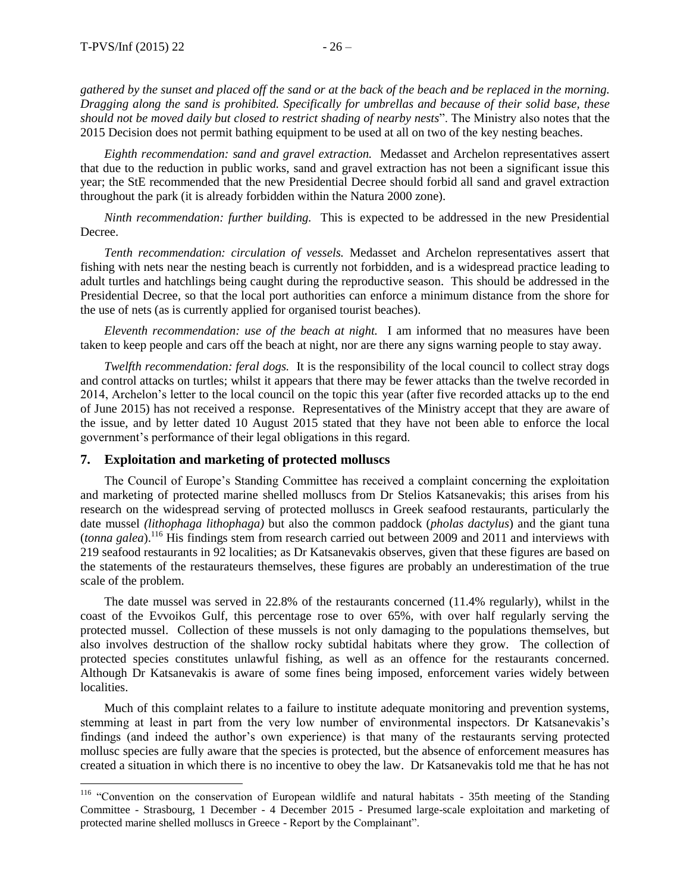*gathered by the sunset and placed off the sand or at the back of the beach and be replaced in the morning. Dragging along the sand is prohibited. Specifically for umbrellas and because of their solid base, these should not be moved daily but closed to restrict shading of nearby nests*". The Ministry also notes that the 2015 Decision does not permit bathing equipment to be used at all on two of the key nesting beaches.

*Eighth recommendation: sand and gravel extraction.* Medasset and Archelon representatives assert that due to the reduction in public works, sand and gravel extraction has not been a significant issue this year; the StE recommended that the new Presidential Decree should forbid all sand and gravel extraction throughout the park (it is already forbidden within the Natura 2000 zone).

*Ninth recommendation: further building.* This is expected to be addressed in the new Presidential Decree.

*Tenth recommendation: circulation of vessels.* Medasset and Archelon representatives assert that fishing with nets near the nesting beach is currently not forbidden, and is a widespread practice leading to adult turtles and hatchlings being caught during the reproductive season. This should be addressed in the Presidential Decree, so that the local port authorities can enforce a minimum distance from the shore for the use of nets (as is currently applied for organised tourist beaches).

*Eleventh recommendation: use of the beach at night.* I am informed that no measures have been taken to keep people and cars off the beach at night, nor are there any signs warning people to stay away.

*Twelfth recommendation: feral dogs.* It is the responsibility of the local council to collect stray dogs and control attacks on turtles; whilst it appears that there may be fewer attacks than the twelve recorded in 2014, Archelon's letter to the local council on the topic this year (after five recorded attacks up to the end of June 2015) has not received a response. Representatives of the Ministry accept that they are aware of the issue, and by letter dated 10 August 2015 stated that they have not been able to enforce the local government's performance of their legal obligations in this regard.

## 7. Exploitation and marketing of protected molluscs

The Council of Europe's Standing Committee has received a complaint concerning the exploitation and marketing of protected marine shelled molluscs from Dr Stelios Katsanevakis; this arises from his research on the widespread serving of protected molluscs in Greek seafood restaurants, particularly the date mussel *(lithophaga lithophaga)* but also the common paddock (*pholas dactylus*) and the giant tuna (*tonna galea*).[116] His findings stem from research carried out between 2009 and 2011 and interviews with 219 seafood restaurants in 92 localities; as Dr Katsanevakis observes, given that these figures are based on the statements of the restaurateurs themselves, these figures are probably an underestimation of the true scale of the problem.

The date mussel was served in 22.8% of the restaurants concerned (11.4% regularly), whilst in the coast of the Evvoikos Gulf, this percentage rose to over 65%, with over half regularly serving the protected mussel. Collection of these mussels is not only damaging to the populations themselves, but also involves destruction of the shallow rocky subtidal habitats where they grow. The collection of protected species constitutes unlawful fishing, as well as an offence for the restaurants concerned. Although Dr Katsanevakis is aware of some fines being imposed, enforcement varies widely between localities.

Much of this complaint relates to a failure to institute adequate monitoring and prevention systems, stemming at least in part from the very low number of environmental inspectors. Dr Katsanevakis's findings (and indeed the author's own experience) is that many of the restaurants serving protected mollusc species are fully aware that the species is protected, but the absence of enforcement measures has created a situation in which there is no incentive to obey the law. Dr Katsanevakis told me that he has not

---

[116] "Convention on the conservation of European wildlife and natural habitats - 35th meeting of the Standing Committee - Strasbourg, 1 December - 4 December 2015 - Presumed large-scale exploitation and marketing of protected marine shelled molluscs in Greece - Report by the Complainant".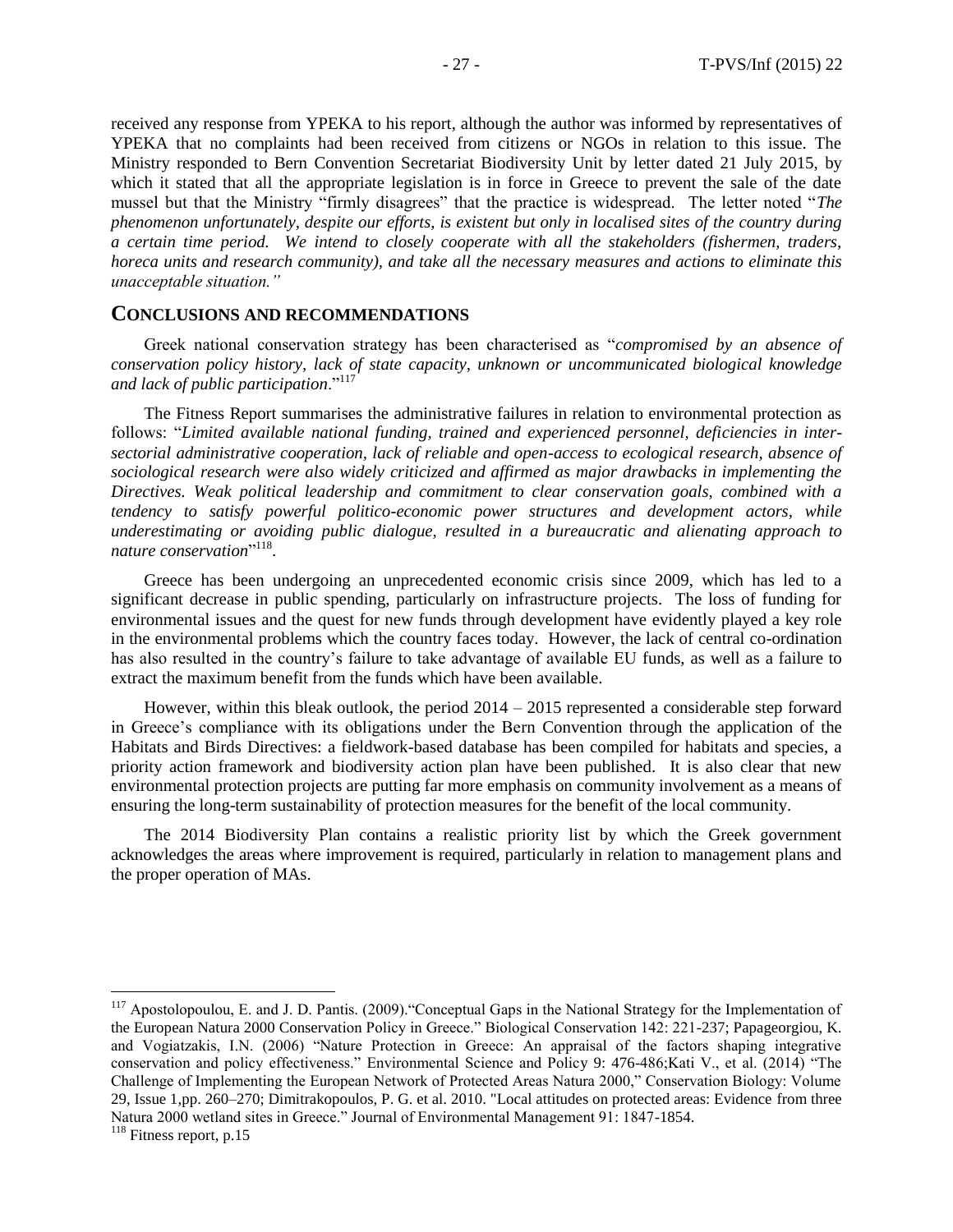received any response from YPEKA to his report, although the author was informed by representatives of YPEKA that no complaints had been received from citizens or NGOs in relation to this issue. The Ministry responded to Bern Convention Secretariat Biodiversity Unit by letter dated 21 July 2015, by which it stated that all the appropriate legislation is in force in Greece to prevent the sale of the date mussel but that the Ministry "firmly disagrees" that the practice is widespread. The letter noted "*The phenomenon unfortunately, despite our efforts, is existent but only in localised sites of the country during a certain time period. We intend to closely cooperate with all the stakeholders (fishermen, traders, horeca units and research community), and take all the necessary measures and actions to eliminate this unacceptable situation.*"

## CONCLUSIONS AND RECOMMENDATIONS

Greek national conservation strategy has been characterised as "*compromised by an absence of conservation policy history, lack of state capacity, unknown or uncommunicated biological knowledge and lack of public participation*."[117]

The Fitness Report summarises the administrative failures in relation to environmental protection as follows: "*Limited available national funding, trained and experienced personnel, deficiencies in inter-sectorial administrative cooperation, lack of reliable and open-access to ecological research, absence of sociological research were also widely criticized and affirmed as major drawbacks in implementing the Directives. Weak political leadership and commitment to clear conservation goals, combined with a tendency to satisfy powerful politico-economic power structures and development actors, while underestimating or avoiding public dialogue, resulted in a bureaucratic and alienating approach to nature conservation*"[118].

Greece has been undergoing an unprecedented economic crisis since 2009, which has led to a significant decrease in public spending, particularly on infrastructure projects. The loss of funding for environmental issues and the quest for new funds through development have evidently played a key role in the environmental problems which the country faces today. However, the lack of central co-ordination has also resulted in the country's failure to take advantage of available EU funds, as well as a failure to extract the maximum benefit from the funds which have been available.

However, within this bleak outlook, the period 2014 – 2015 represented a considerable step forward in Greece's compliance with its obligations under the Bern Convention through the application of the Habitats and Birds Directives: a fieldwork-based database has been compiled for habitats and species, a priority action framework and biodiversity action plan have been published. It is also clear that new environmental protection projects are putting far more emphasis on community involvement as a means of ensuring the long-term sustainability of protection measures for the benefit of the local community.

The 2014 Biodiversity Plan contains a realistic priority list by which the Greek government acknowledges the areas where improvement is required, particularly in relation to management plans and the proper operation of MAs.

---

[117] Apostolopoulou, E. and J. D. Pantis. (2009)."Conceptual Gaps in the National Strategy for the Implementation of the European Natura 2000 Conservation Policy in Greece." Biological Conservation 142: 221-237; Papageorgiou, K. and Vogiatzakis, I.N. (2006) "Nature Protection in Greece: An appraisal of the factors shaping integrative conservation and policy effectiveness." Environmental Science and Policy 9: 476-486;Kati V., et al. (2014) "The Challenge of Implementing the European Network of Protected Areas Natura 2000," Conservation Biology: Volume 29, Issue 1,pp. 260–270; Dimitrakopoulos, P. G. et al. 2010. "Local attitudes on protected areas: Evidence from three Natura 2000 wetland sites in Greece." Journal of Environmental Management 91: 1847-1854.

[118] Fitness report, p.15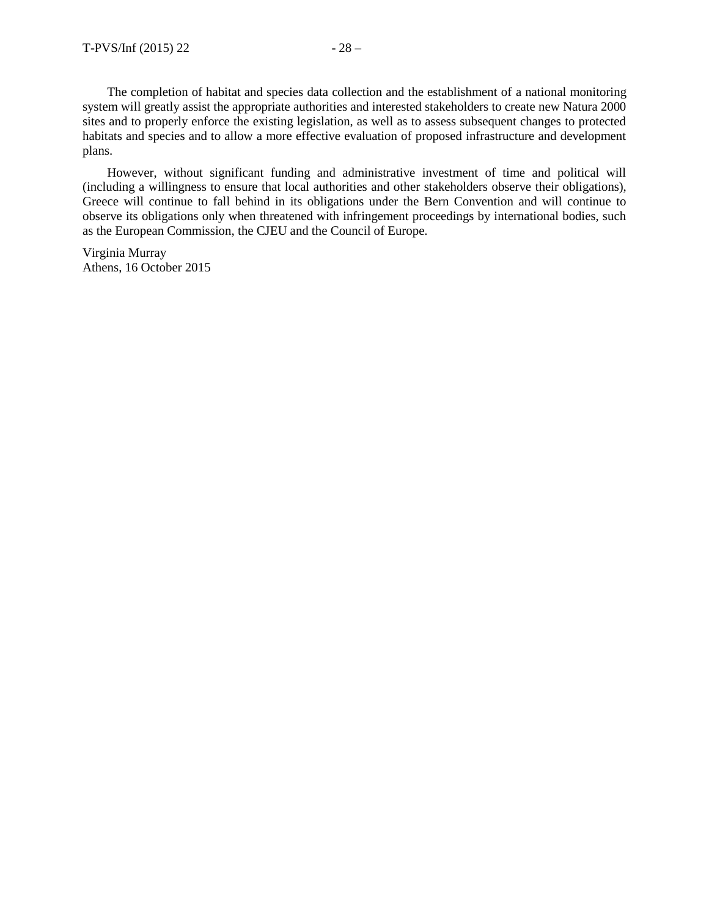The completion of habitat and species data collection and the establishment of a national monitoring system will greatly assist the appropriate authorities and interested stakeholders to create new Natura 2000 sites and to properly enforce the existing legislation, as well as to assess subsequent changes to protected habitats and species and to allow a more effective evaluation of proposed infrastructure and development plans.

However, without significant funding and administrative investment of time and political will (including a willingness to ensure that local authorities and other stakeholders observe their obligations), Greece will continue to fall behind in its obligations under the Bern Convention and will continue to observe its obligations only when threatened with infringement proceedings by international bodies, such as the European Commission, the CJEU and the Council of Europe.

Virginia Murray
Athens, 16 October 2015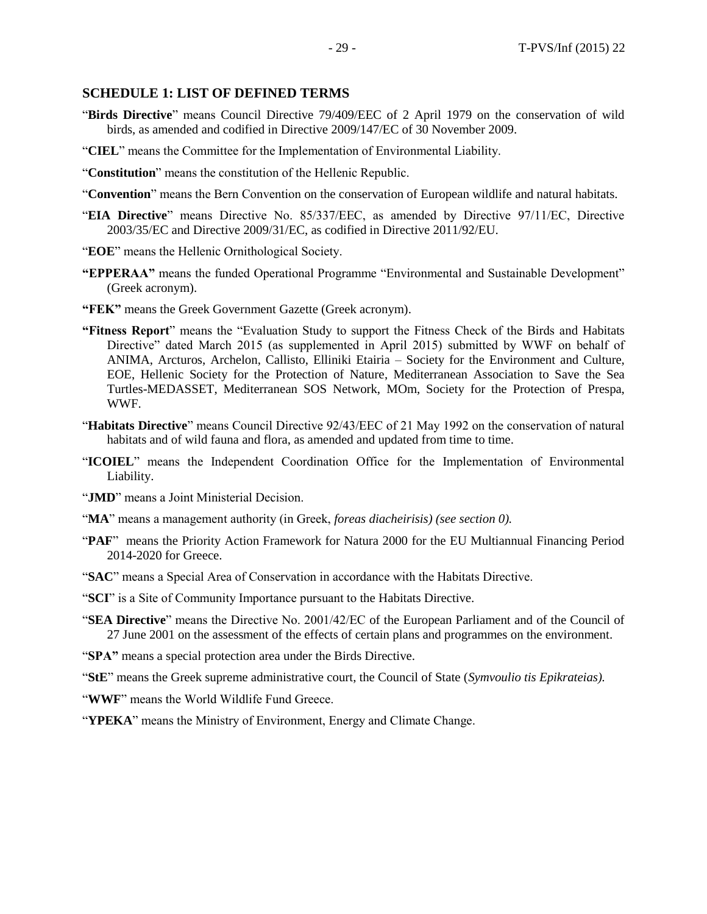## SCHEDULE 1: LIST OF DEFINED TERMS

"**Birds Directive**" means Council Directive 79/409/EEC of 2 April 1979 on the conservation of wild birds, as amended and codified in Directive 2009/147/EC of 30 November 2009.

"**CIEL**" means the Committee for the Implementation of Environmental Liability.

"**Constitution**" means the constitution of the Hellenic Republic.

"**Convention**" means the Bern Convention on the conservation of European wildlife and natural habitats.

"**EIA Directive**" means Directive No. 85/337/EEC, as amended by Directive 97/11/EC, Directive 2003/35/EC and Directive 2009/31/EC, as codified in Directive 2011/92/EU.

"**EOE**" means the Hellenic Ornithological Society.

**"EPPERAA"** means the funded Operational Programme "Environmental and Sustainable Development" (Greek acronym).

**"FEK"** means the Greek Government Gazette (Greek acronym).

**"Fitness Report**" means the "Evaluation Study to support the Fitness Check of the Birds and Habitats Directive" dated March 2015 (as supplemented in April 2015) submitted by WWF on behalf of ANIMA, Arcturos, Archelon, Callisto, Elliniki Etairia – Society for the Environment and Culture, EOE, Hellenic Society for the Protection of Nature, Mediterranean Association to Save the Sea Turtles-MEDASSET, Mediterranean SOS Network, MOm, Society for the Protection of Prespa, WWF.

"**Habitats Directive**" means Council Directive 92/43/EEC of 21 May 1992 on the conservation of natural habitats and of wild fauna and flora, as amended and updated from time to time.

"**ICOIEL**" means the Independent Coordination Office for the Implementation of Environmental Liability.

"**JMD**" means a Joint Ministerial Decision.

"**MA**" means a management authority (in Greek, *foreas diacheirisis) (see section 0).*

"**PAF**" means the Priority Action Framework for Natura 2000 for the EU Multiannual Financing Period 2014-2020 for Greece.

"**SAC**" means a Special Area of Conservation in accordance with the Habitats Directive.

"**SCI**" is a Site of Community Importance pursuant to the Habitats Directive.

"**SEA Directive**" means the Directive No. 2001/42/EC of the European Parliament and of the Council of 27 June 2001 on the assessment of the effects of certain plans and programmes on the environment.

"**SPA"** means a special protection area under the Birds Directive.

"**StE**" means the Greek supreme administrative court, the Council of State (*Symvoulio tis Epikrateias).*

"**WWF**" means the World Wildlife Fund Greece.

"**YPEKA**" means the Ministry of Environment, Energy and Climate Change.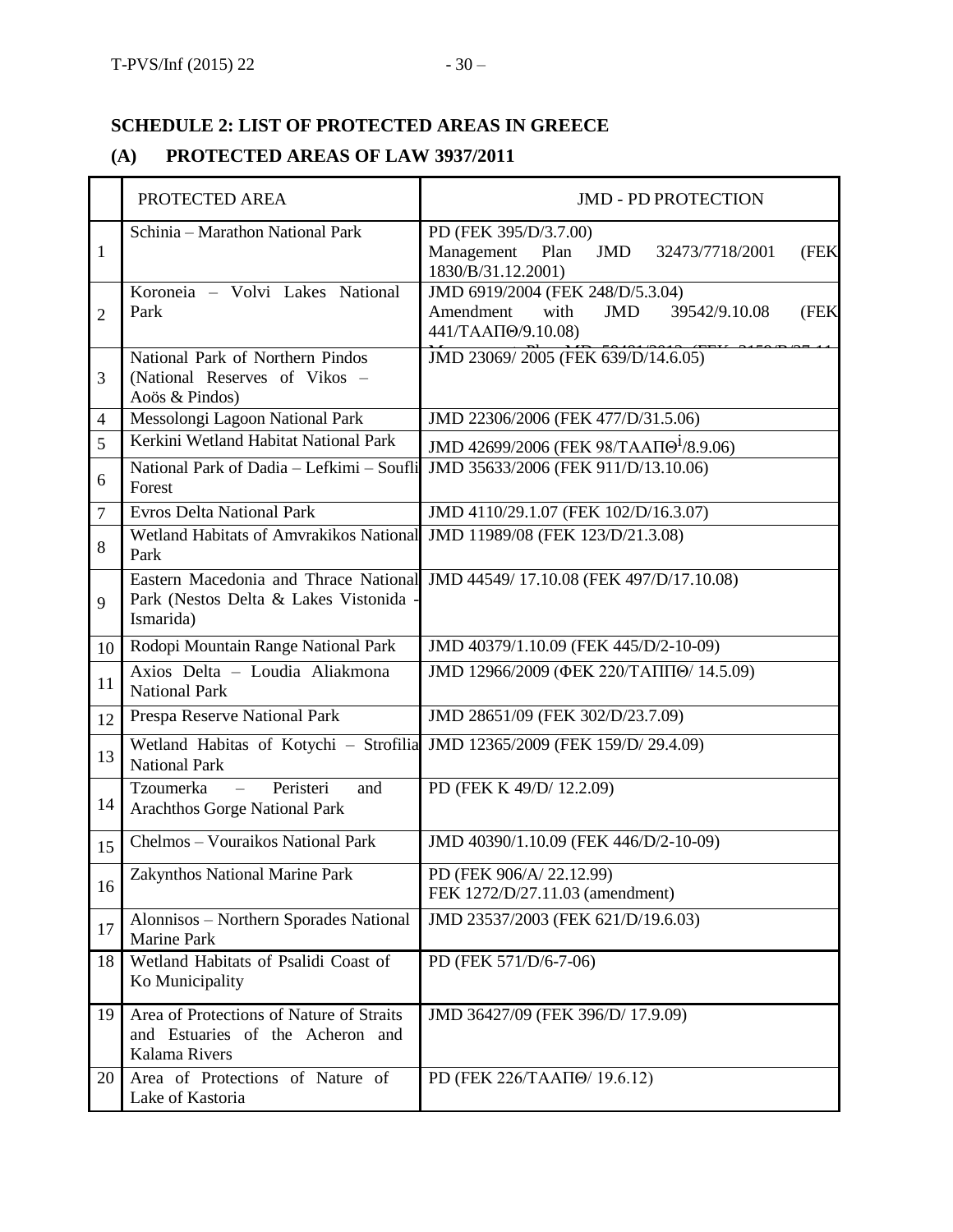## SCHEDULE 2: LIST OF PROTECTED AREAS IN GREECE

### (A) PROTECTED AREAS OF LAW 3937/2011

| | PROTECTED AREA | JMD - PD PROTECTION |
|---|---|---|
| 1 | Schinia – Marathon National Park | PD (FEK 395/D/3.7.00)<br>Management Plan JMD 32473/7718/2001 (FEK 1830/B/31.12.2001) |
| 2 | Koroneia – Volvi Lakes National Park | JMD 6919/2004 (FEK 248/D/5.3.04)<br>Amendment with JMD 39542/9.10.08 (FEK 441/ΤΑΑΠΘ/9.10.08) |
| 3 | National Park of Northern Pindos (National Reserves of Vikos – Aoös & Pindos) | JMD 23069/ 2005 (FEK 639/D/14.6.05) |
| 4 | Messolongi Lagoon National Park | JMD 22306/2006 (FEK 477/D/31.5.06) |
| 5 | Kerkini Wetland Habitat National Park | JMD 42699/2006 (FEK 98/ΤΑΑΠΘ[i]/8.9.06) |
| 6 | National Park of Dadia – Lefkimi – Soufli Forest | JMD 35633/2006 (FEK 911/D/13.10.06) |
| 7 | Evros Delta National Park | JMD 4110/29.1.07 (FEK 102/D/16.3.07) |
| 8 | Wetland Habitats of Amvrakikos National Park | JMD 11989/08 (FEK 123/D/21.3.08) |
| 9 | Eastern Macedonia and Thrace National Park (Nestos Delta & Lakes Vistonida - Ismarida) | JMD 44549/ 17.10.08 (FEK 497/D/17.10.08) |
| 10 | Rodopi Mountain Range National Park | JMD 40379/1.10.09 (FEK 445/D/2-10-09) |
| 11 | Axios Delta – Loudia Aliakmona National Park | JMD 12966/2009 (ΦΕΚ 220/ΤΑΠΠΘ/ 14.5.09) |
| 12 | Prespa Reserve National Park | JMD 28651/09 (FEK 302/D/23.7.09) |
| 13 | Wetland Habitas of Kotychi – Strofilia National Park | JMD 12365/2009 (FEK 159/D/ 29.4.09) |
| 14 | Tzoumerka – Peristeri and Arachthos Gorge National Park | PD (FEK K 49/D/ 12.2.09) |
| 15 | Chelmos – Vouraikos National Park | JMD 40390/1.10.09 (FEK 446/D/2-10-09) |
| 16 | Zakynthos National Marine Park | PD (FEK 906/A/ 22.12.99)<br>FEK 1272/D/27.11.03 (amendment) |
| 17 | Alonnisos – Northern Sporades National Marine Park | JMD 23537/2003 (FEK 621/D/19.6.03) |
| 18 | Wetland Habitats of Psalidi Coast of Ko Municipality | PD (FEK 571/D/6-7-06) |
| 19 | Area of Protections of Nature of Straits and Estuaries of the Acheron and Kalama Rivers | JMD 36427/09 (FEK 396/D/ 17.9.09) |
| 20 | Area of Protections of Nature of Lake of Kastoria | PD (FEK 226/ΤΑΑΠΘ/ 19.6.12) |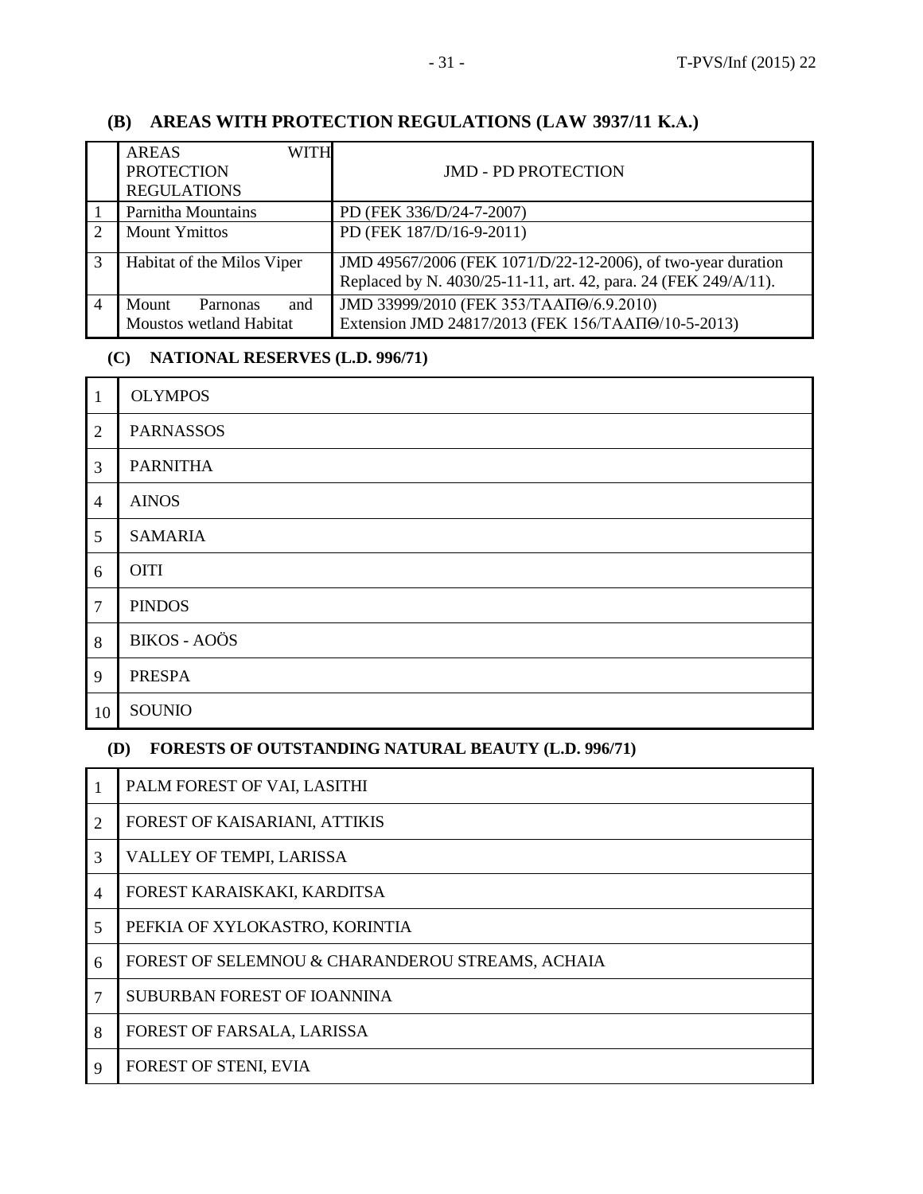### (B) AREAS WITH PROTECTION REGULATIONS (LAW 3937/11 K.A.)

| | AREAS WITH PROTECTION REGULATIONS | JMD - PD PROTECTION |
|---|---|---|
| 1 | Parnitha Mountains | PD (FEK 336/D/24-7-2007) |
| 2 | Mount Ymittos | PD (FEK 187/D/16-9-2011) |
| 3 | Habitat of the Milos Viper | JMD 49567/2006 (FEK 1071/D/22-12-2006), of two-year duration Replaced by N. 4030/25-11-11, art. 42, para. 24 (FEK 249/A/11). |
| 4 | Mount Parnonas and Moustos wetland Habitat | JMD 33999/2010 (FEK 353/ΤΑΑΠΘ/6.9.2010) Extension JMD 24817/2013 (FEK 156/ΤΑΑΠΘ/10-5-2013) |

### (C) NATIONAL RESERVES (L.D. 996/71)

| | |
|---|---|
| 1 | OLYMPOS |
| 2 | PARNASSOS |
| 3 | PARNITHA |
| 4 | AINOS |
| 5 | SAMARIA |
| 6 | OITI |
| 7 | PINDOS |
| 8 | BIKOS - AOÖS |
| 9 | PRESPA |
| 10 | SOUNIO |

### (D) FORESTS OF OUTSTANDING NATURAL BEAUTY (L.D. 996/71)

| | |
|---|---|
| 1 | PALM FOREST OF VAI, LASITHI |
| 2 | FOREST OF KAISARIANI, ATTIKIS |
| 3 | VALLEY OF TEMPI, LARISSA |
| 4 | FOREST KARAISKAKI, KARDITSA |
| 5 | PEFKIA OF XYLOKASTRO, KORINTIA |
| 6 | FOREST OF SELEMNOU & CHARANDEROU STREAMS, ACHAIA |
| 7 | SUBURBAN FOREST OF IOANNINA |
| 8 | FOREST OF FARSALA, LARISSA |
| 9 | FOREST OF STENI, EVIA |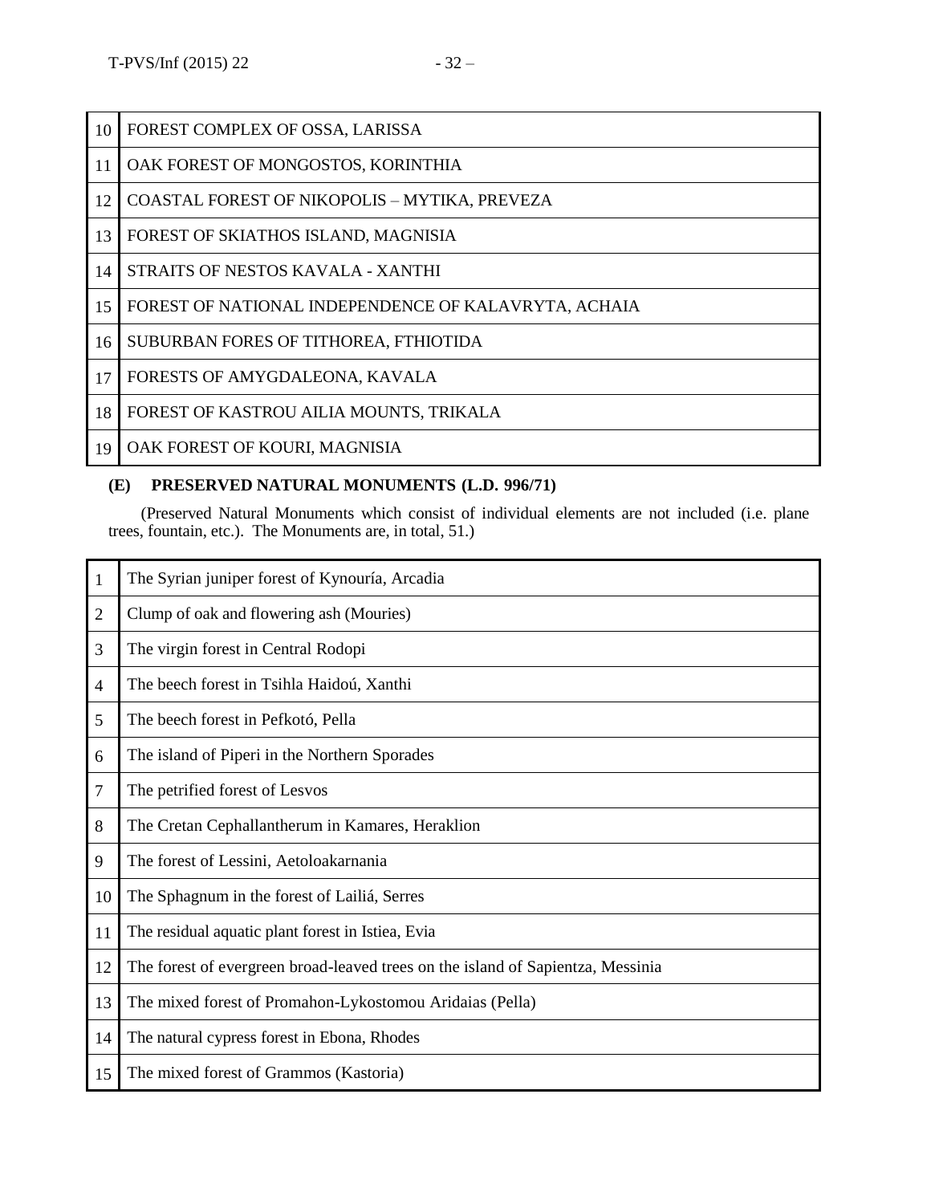| | |
|---|---|
| 10 | FOREST COMPLEX OF OSSA, LARISSA |
| 11 | OAK FOREST OF MONGOSTOS, KORINTHIA |
| 12 | COASTAL FOREST OF NIKOPOLIS – MYTIKA, PREVEZA |
| 13 | FOREST OF SKIATHOS ISLAND, MAGNISIA |
| 14 | STRAITS OF NESTOS KAVALA - XANTHI |
| 15 | FOREST OF NATIONAL INDEPENDENCE OF KALAVRYTA, ACHAIA |
| 16 | SUBURBAN FORES OF TITHOREA, FTHIOTIDA |
| 17 | FORESTS OF AMYGDALEONA, KAVALA |
| 18 | FOREST OF KASTROU AILIA MOUNTS, TRIKALA |
| 19 | OAK FOREST OF KOURI, MAGNISIA |

**(E) PRESERVED NATURAL MONUMENTS (L.D. 996/71)**

(Preserved Natural Monuments which consist of individual elements are not included (i.e. plane trees, fountain, etc.). The Monuments are, in total, 51.)

| | |
|---|---|
| 1 | The Syrian juniper forest of Kynouría, Arcadia |
| 2 | Clump of oak and flowering ash (Mouries) |
| 3 | The virgin forest in Central Rodopi |
| 4 | The beech forest in Tsihla Haidoú, Xanthi |
| 5 | The beech forest in Pefkotó, Pella |
| 6 | The island of Piperi in the Northern Sporades |
| 7 | The petrified forest of Lesvos |
| 8 | The Cretan Cephallantherum in Kamares, Heraklion |
| 9 | The forest of Lessini, Aetoloakarnania |
| 10 | The Sphagnum in the forest of Lailiá, Serres |
| 11 | The residual aquatic plant forest in Istiea, Evia |
| 12 | The forest of evergreen broad-leaved trees on the island of Sapientza, Messinia |
| 13 | The mixed forest of Promahon-Lykostomou Aridaias (Pella) |
| 14 | The natural cypress forest in Ebona, Rhodes |
| 15 | The mixed forest of Grammos (Kastoria) |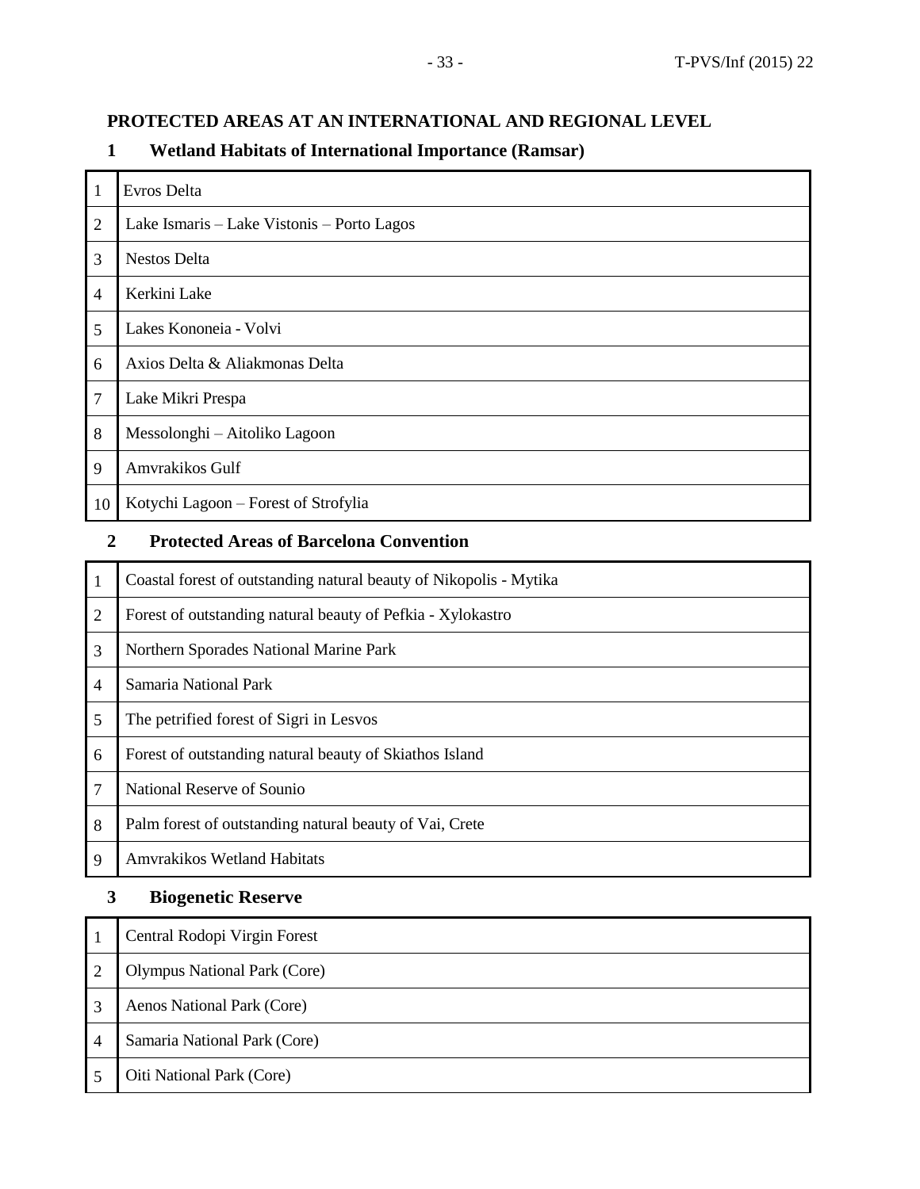## PROTECTED AREAS AT AN INTERNATIONAL AND REGIONAL LEVEL

### 1 Wetland Habitats of International Importance (Ramsar)

| | |
|---|---|
| 1 | Evros Delta |
| 2 | Lake Ismaris – Lake Vistonis – Porto Lagos |
| 3 | Nestos Delta |
| 4 | Kerkini Lake |
| 5 | Lakes Kononeia - Volvi |
| 6 | Axios Delta & Aliakmonas Delta |
| 7 | Lake Mikri Prespa |
| 8 | Messolonghi – Aitoliko Lagoon |
| 9 | Amvrakikos Gulf |
| 10 | Kotychi Lagoon – Forest of Strofylia |

### 2 Protected Areas of Barcelona Convention

| | |
|---|---|
| 1 | Coastal forest of outstanding natural beauty of Nikopolis - Mytika |
| 2 | Forest of outstanding natural beauty of Pefkia - Xylokastro |
| 3 | Northern Sporades National Marine Park |
| 4 | Samaria National Park |
| 5 | The petrified forest of Sigri in Lesvos |
| 6 | Forest of outstanding natural beauty of Skiathos Island |
| 7 | National Reserve of Sounio |
| 8 | Palm forest of outstanding natural beauty of Vai, Crete |
| 9 | Amvrakikos Wetland Habitats |

### 3 Biogenetic Reserve

| | |
|---|---|
| 1 | Central Rodopi Virgin Forest |
| 2 | Olympus National Park (Core) |
| 3 | Aenos National Park (Core) |
| 4 | Samaria National Park (Core) |
| 5 | Oiti National Park (Core) |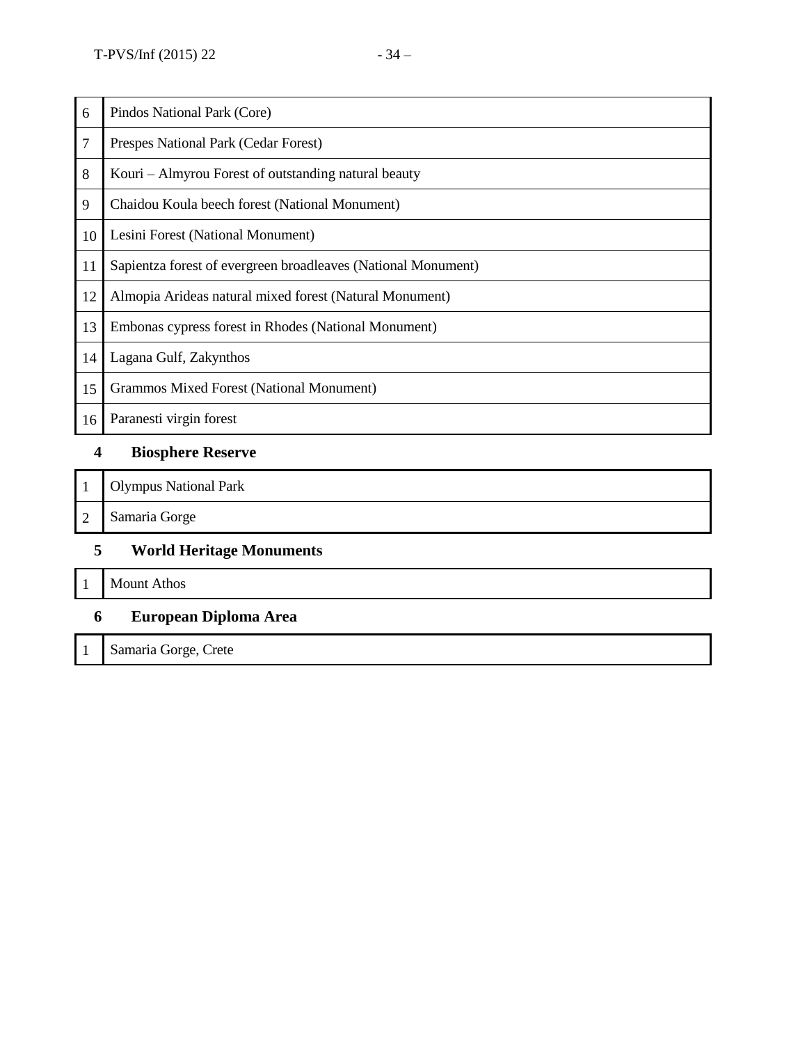| | |
|---|---|
| 6 | Pindos National Park (Core) |
| 7 | Prespes National Park (Cedar Forest) |
| 8 | Kouri – Almyrou Forest of outstanding natural beauty |
| 9 | Chaidou Koula beech forest (National Monument) |
| 10 | Lesini Forest (National Monument) |
| 11 | Sapientza forest of evergreen broadleaves (National Monument) |
| 12 | Almopia Arideas natural mixed forest (Natural Monument) |
| 13 | Embonas cypress forest in Rhodes (National Monument) |
| 14 | Lagana Gulf, Zakynthos |
| 15 | Grammos Mixed Forest (National Monument) |
| 16 | Paranesti virgin forest |

### 4 Biosphere Reserve

| | |
|---|---|
| 1 | Olympus National Park |
| 2 | Samaria Gorge |

### 5 World Heritage Monuments

| | |
|---|---|
| 1 | Mount Athos |

### 6 European Diploma Area

| | |
|---|---|
| 1 | Samaria Gorge, Crete |